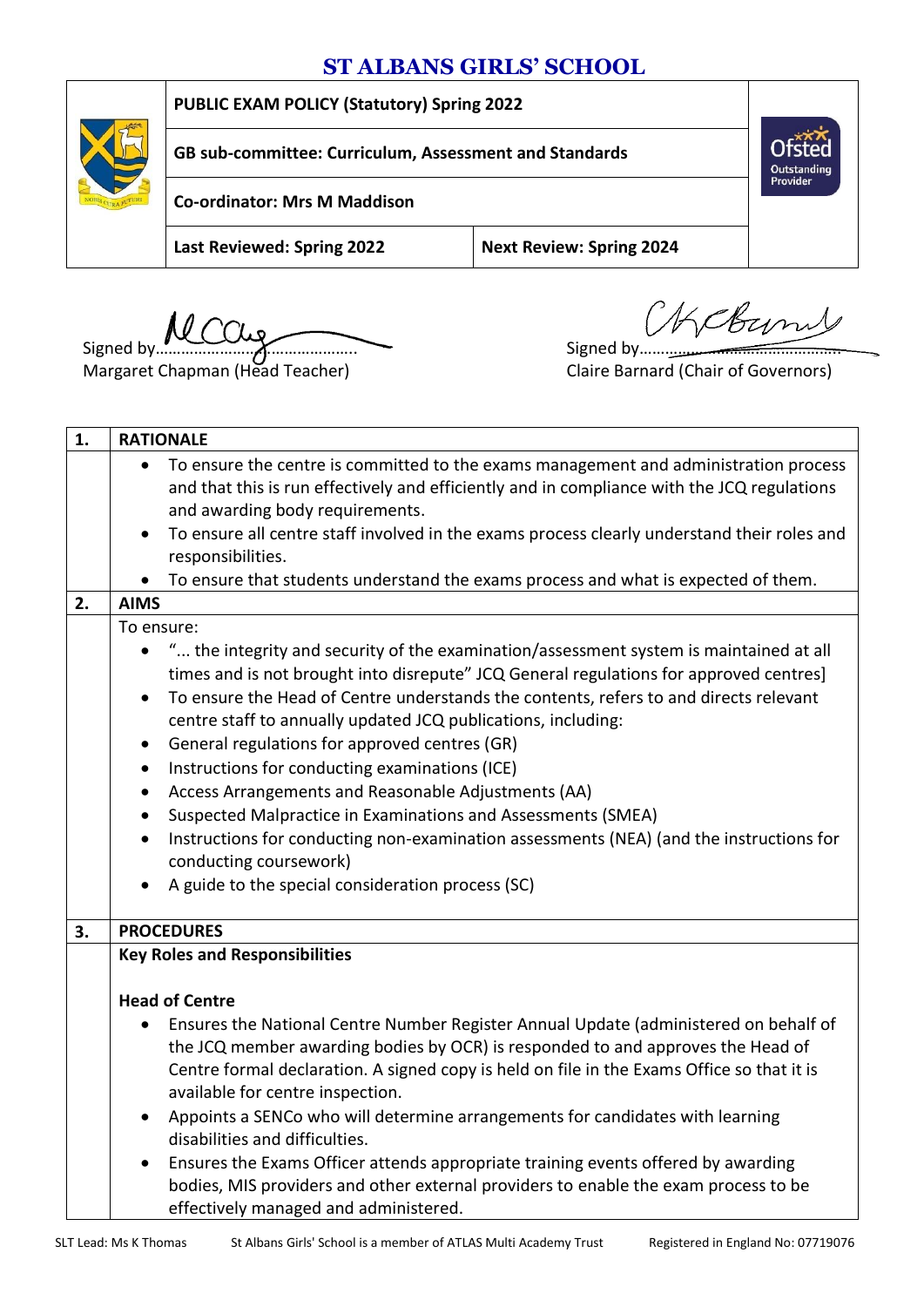# ST ALBANS GIRLS' SCHOOL

| PUBLIC EXAM POLICY (Statutory) Spring 2022 | |
|---|---|
| GB sub-committee: Curriculum, Assessment and Standards | |
| Co-ordinator: Mrs M Maddison | |
| Last Reviewed: Spring 2022 | Next Review: Spring 2024 |

Signed by……………………………………….
Margaret Chapman (Head Teacher)

Signed by……………………………………….
Claire Barnard (Chair of Governors)

## 1. RATIONALE

- To ensure the centre is committed to the exams management and administration process and that this is run effectively and efficiently and in compliance with the JCQ regulations and awarding body requirements.
- To ensure all centre staff involved in the exams process clearly understand their roles and responsibilities.
- To ensure that students understand the exams process and what is expected of them.

## 2. AIMS

To ensure:

- "... the integrity and security of the examination/assessment system is maintained at all times and is not brought into disrepute" JCQ General regulations for approved centres]
- To ensure the Head of Centre understands the contents, refers to and directs relevant centre staff to annually updated JCQ publications, including:
- General regulations for approved centres (GR)
- Instructions for conducting examinations (ICE)
- Access Arrangements and Reasonable Adjustments (AA)
- Suspected Malpractice in Examinations and Assessments (SMEA)
- Instructions for conducting non-examination assessments (NEA) (and the instructions for conducting coursework)
- A guide to the special consideration process (SC)

## 3. PROCEDURES

**Key Roles and Responsibilities**

**Head of Centre**

- Ensures the National Centre Number Register Annual Update (administered on behalf of the JCQ member awarding bodies by OCR) is responded to and approves the Head of Centre formal declaration. A signed copy is held on file in the Exams Office so that it is available for centre inspection.
- Appoints a SENCo who will determine arrangements for candidates with learning disabilities and difficulties.
- Ensures the Exams Officer attends appropriate training events offered by awarding bodies, MIS providers and other external providers to enable the exam process to be effectively managed and administered.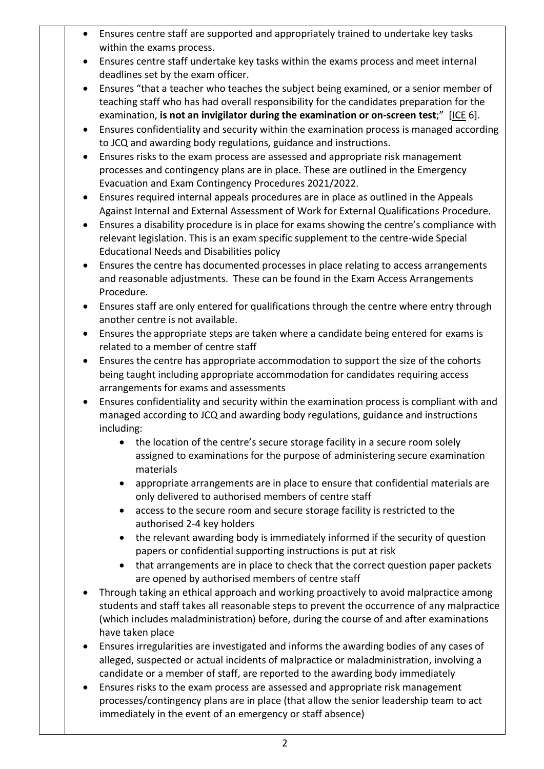- Ensures centre staff are supported and appropriately trained to undertake key tasks within the exams process.
- Ensures centre staff undertake key tasks within the exams process and meet internal deadlines set by the exam officer.
- Ensures "that a teacher who teaches the subject being examined, or a senior member of teaching staff who has had overall responsibility for the candidates preparation for the examination, **is not an invigilator during the examination or on-screen test**;" [ICE 6].
- Ensures confidentiality and security within the examination process is managed according to JCQ and awarding body regulations, guidance and instructions.
- Ensures risks to the exam process are assessed and appropriate risk management processes and contingency plans are in place. These are outlined in the Emergency Evacuation and Exam Contingency Procedures 2021/2022.
- Ensures required internal appeals procedures are in place as outlined in the Appeals Against Internal and External Assessment of Work for External Qualifications Procedure.
- Ensures a disability procedure is in place for exams showing the centre's compliance with relevant legislation. This is an exam specific supplement to the centre-wide Special Educational Needs and Disabilities policy
- Ensures the centre has documented processes in place relating to access arrangements and reasonable adjustments. These can be found in the Exam Access Arrangements Procedure.
- Ensures staff are only entered for qualifications through the centre where entry through another centre is not available.
- Ensures the appropriate steps are taken where a candidate being entered for exams is related to a member of centre staff
- Ensures the centre has appropriate accommodation to support the size of the cohorts being taught including appropriate accommodation for candidates requiring access arrangements for exams and assessments
- Ensures confidentiality and security within the examination process is compliant with and managed according to JCQ and awarding body regulations, guidance and instructions including:
    - the location of the centre's secure storage facility in a secure room solely assigned to examinations for the purpose of administering secure examination materials
    - appropriate arrangements are in place to ensure that confidential materials are only delivered to authorised members of centre staff
    - access to the secure room and secure storage facility is restricted to the authorised 2-4 key holders
    - the relevant awarding body is immediately informed if the security of question papers or confidential supporting instructions is put at risk
    - that arrangements are in place to check that the correct question paper packets are opened by authorised members of centre staff
- Through taking an ethical approach and working proactively to avoid malpractice among students and staff takes all reasonable steps to prevent the occurrence of any malpractice (which includes maladministration) before, during the course of and after examinations have taken place
- Ensures irregularities are investigated and informs the awarding bodies of any cases of alleged, suspected or actual incidents of malpractice or maladministration, involving a candidate or a member of staff, are reported to the awarding body immediately
- Ensures risks to the exam process are assessed and appropriate risk management processes/contingency plans are in place (that allow the senior leadership team to act immediately in the event of an emergency or staff absence)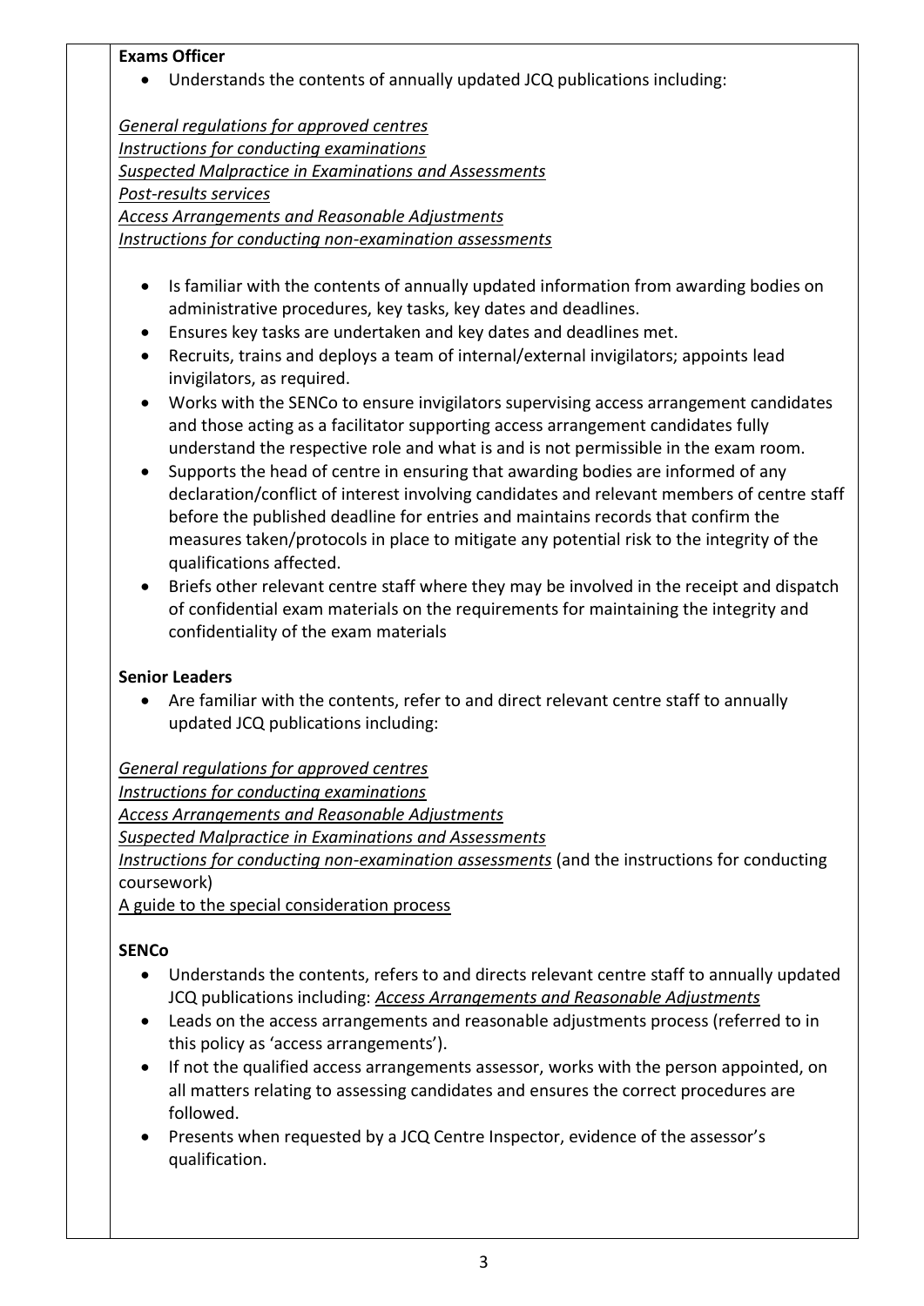**Exams Officer**

- Understands the contents of annually updated JCQ publications including:

*General regulations for approved centres*
*Instructions for conducting examinations*
*Suspected Malpractice in Examinations and Assessments*
*Post-results services*
*Access Arrangements and Reasonable Adjustments*
*Instructions for conducting non-examination assessments*

- Is familiar with the contents of annually updated information from awarding bodies on administrative procedures, key tasks, key dates and deadlines.
- Ensures key tasks are undertaken and key dates and deadlines met.
- Recruits, trains and deploys a team of internal/external invigilators; appoints lead invigilators, as required.
- Works with the SENCo to ensure invigilators supervising access arrangement candidates and those acting as a facilitator supporting access arrangement candidates fully understand the respective role and what is and is not permissible in the exam room.
- Supports the head of centre in ensuring that awarding bodies are informed of any declaration/conflict of interest involving candidates and relevant members of centre staff before the published deadline for entries and maintains records that confirm the measures taken/protocols in place to mitigate any potential risk to the integrity of the qualifications affected.
- Briefs other relevant centre staff where they may be involved in the receipt and dispatch of confidential exam materials on the requirements for maintaining the integrity and confidentiality of the exam materials

**Senior Leaders**

- Are familiar with the contents, refer to and direct relevant centre staff to annually updated JCQ publications including:

*General regulations for approved centres*
*Instructions for conducting examinations*
*Access Arrangements and Reasonable Adjustments*
*Suspected Malpractice in Examinations and Assessments*
*Instructions for conducting non-examination assessments* (and the instructions for conducting coursework)
A guide to the special consideration process

**SENCo**

- Understands the contents, refers to and directs relevant centre staff to annually updated JCQ publications including: *Access Arrangements and Reasonable Adjustments*
- Leads on the access arrangements and reasonable adjustments process (referred to in this policy as 'access arrangements').
- If not the qualified access arrangements assessor, works with the person appointed, on all matters relating to assessing candidates and ensures the correct procedures are followed.
- Presents when requested by a JCQ Centre Inspector, evidence of the assessor's qualification.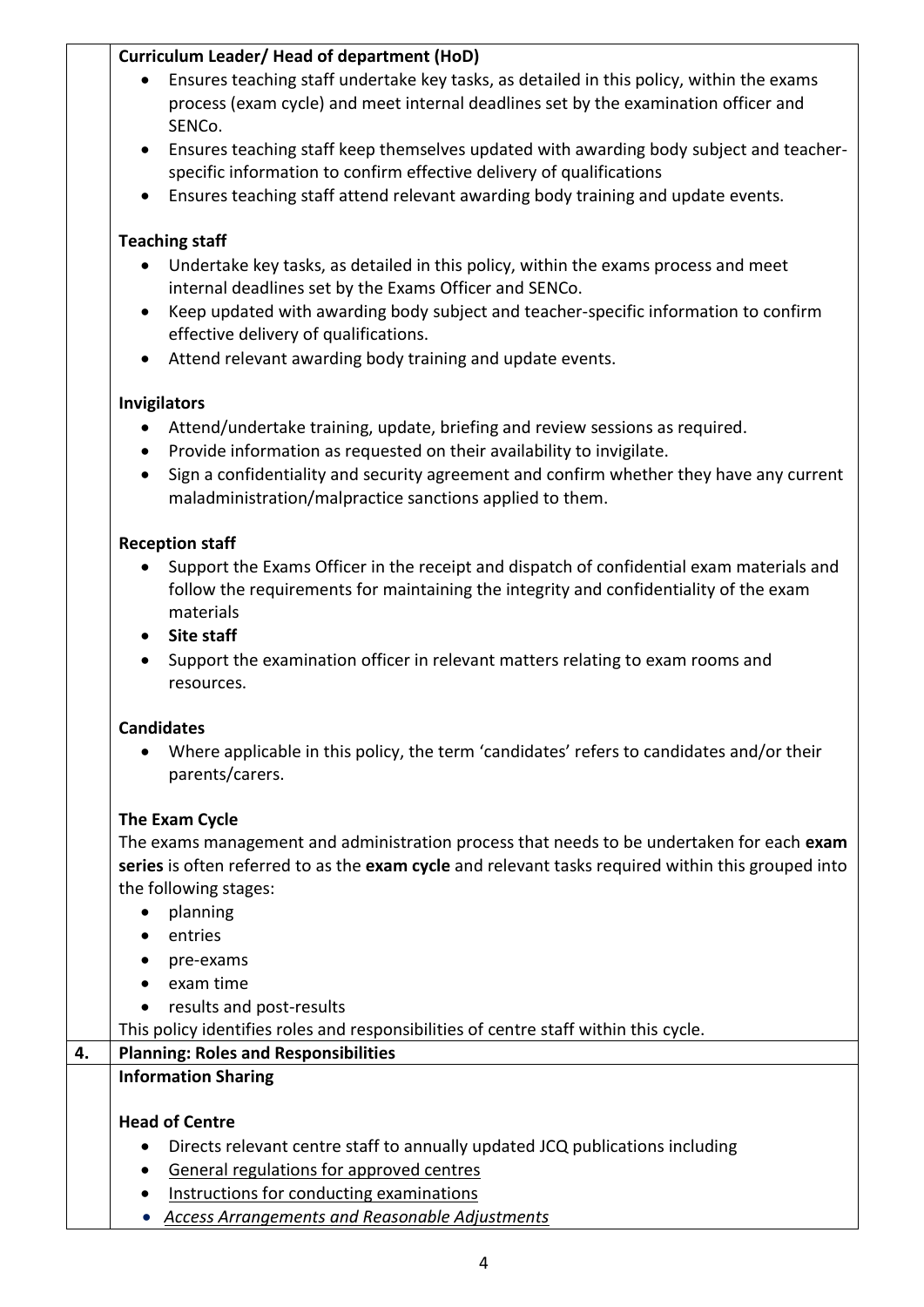**Curriculum Leader/ Head of department (HoD)**

- Ensures teaching staff undertake key tasks, as detailed in this policy, within the exams process (exam cycle) and meet internal deadlines set by the examination officer and SENCo.
- Ensures teaching staff keep themselves updated with awarding body subject and teacher-specific information to confirm effective delivery of qualifications
- Ensures teaching staff attend relevant awarding body training and update events.

**Teaching staff**

- Undertake key tasks, as detailed in this policy, within the exams process and meet internal deadlines set by the Exams Officer and SENCo.
- Keep updated with awarding body subject and teacher-specific information to confirm effective delivery of qualifications.
- Attend relevant awarding body training and update events.

**Invigilators**

- Attend/undertake training, update, briefing and review sessions as required.
- Provide information as requested on their availability to invigilate.
- Sign a confidentiality and security agreement and confirm whether they have any current maladministration/malpractice sanctions applied to them.

**Reception staff**

- Support the Exams Officer in the receipt and dispatch of confidential exam materials and follow the requirements for maintaining the integrity and confidentiality of the exam materials
- **Site staff**
- Support the examination officer in relevant matters relating to exam rooms and resources.

**Candidates**

- Where applicable in this policy, the term 'candidates' refers to candidates and/or their parents/carers.

**The Exam Cycle**

The exams management and administration process that needs to be undertaken for each **exam series** is often referred to as the **exam cycle** and relevant tasks required within this grouped into the following stages:

- planning
- entries
- pre-exams
- exam time
- results and post-results

This policy identifies roles and responsibilities of centre staff within this cycle.

## 4. Planning: Roles and Responsibilities

**Information Sharing**

**Head of Centre**

- Directs relevant centre staff to annually updated JCQ publications including
- General regulations for approved centres
- Instructions for conducting examinations
- *Access Arrangements and Reasonable Adjustments*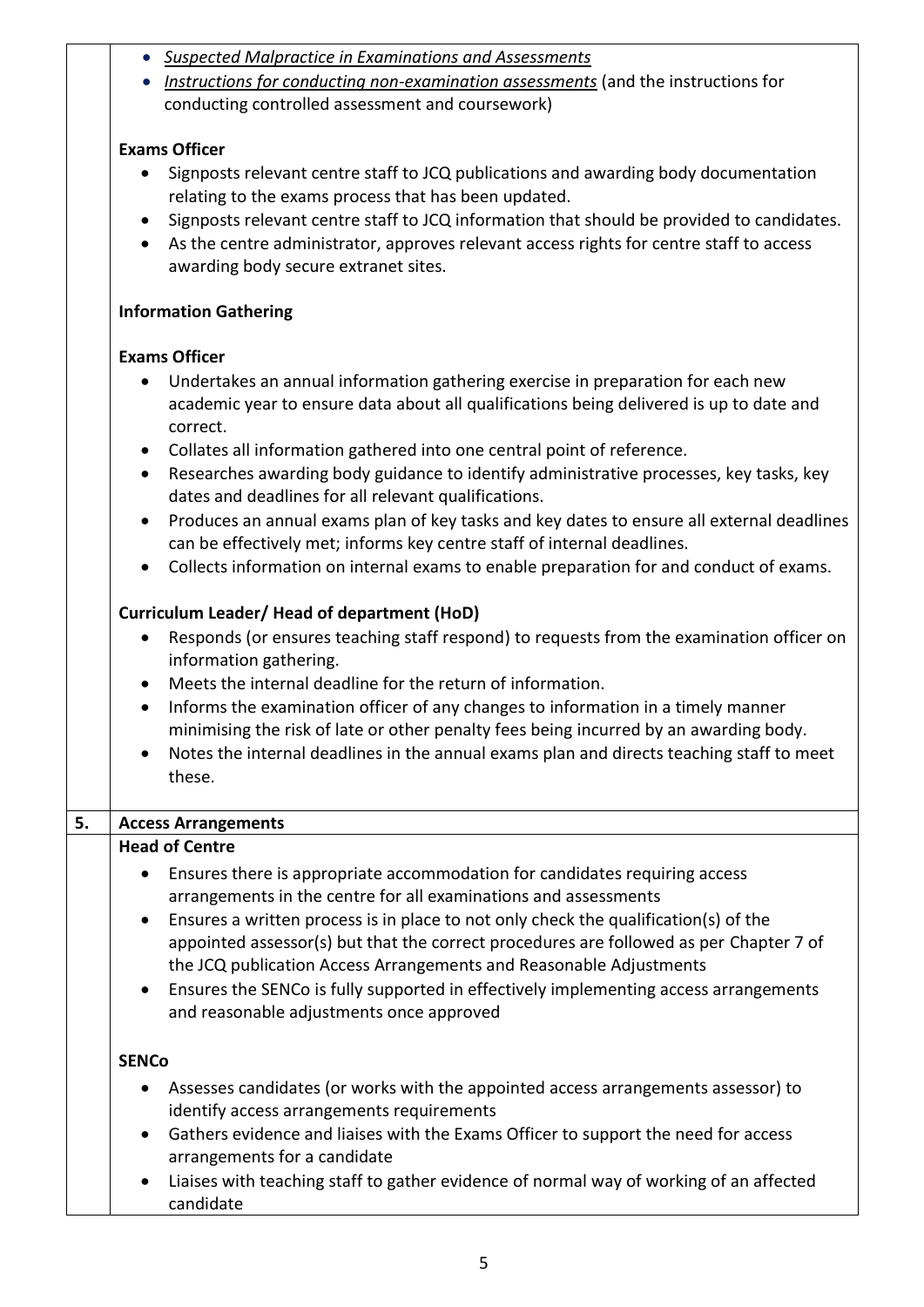- *Suspected Malpractice in Examinations and Assessments*
- *Instructions for conducting non-examination assessments* (and the instructions for conducting controlled assessment and coursework)

**Exams Officer**

- Signposts relevant centre staff to JCQ publications and awarding body documentation relating to the exams process that has been updated.
- Signposts relevant centre staff to JCQ information that should be provided to candidates.
- As the centre administrator, approves relevant access rights for centre staff to access awarding body secure extranet sites.

**Information Gathering**

**Exams Officer**

- Undertakes an annual information gathering exercise in preparation for each new academic year to ensure data about all qualifications being delivered is up to date and correct.
- Collates all information gathered into one central point of reference.
- Researches awarding body guidance to identify administrative processes, key tasks, key dates and deadlines for all relevant qualifications.
- Produces an annual exams plan of key tasks and key dates to ensure all external deadlines can be effectively met; informs key centre staff of internal deadlines.
- Collects information on internal exams to enable preparation for and conduct of exams.

**Curriculum Leader/ Head of department (HoD)**

- Responds (or ensures teaching staff respond) to requests from the examination officer on information gathering.
- Meets the internal deadline for the return of information.
- Informs the examination officer of any changes to information in a timely manner minimising the risk of late or other penalty fees being incurred by an awarding body.
- Notes the internal deadlines in the annual exams plan and directs teaching staff to meet these.

## 5. Access Arrangements

**Head of Centre**

- Ensures there is appropriate accommodation for candidates requiring access arrangements in the centre for all examinations and assessments
- Ensures a written process is in place to not only check the qualification(s) of the appointed assessor(s) but that the correct procedures are followed as per Chapter 7 of the JCQ publication Access Arrangements and Reasonable Adjustments
- Ensures the SENCo is fully supported in effectively implementing access arrangements and reasonable adjustments once approved

**SENCo**

- Assesses candidates (or works with the appointed access arrangements assessor) to identify access arrangements requirements
- Gathers evidence and liaises with the Exams Officer to support the need for access arrangements for a candidate
- Liaises with teaching staff to gather evidence of normal way of working of an affected candidate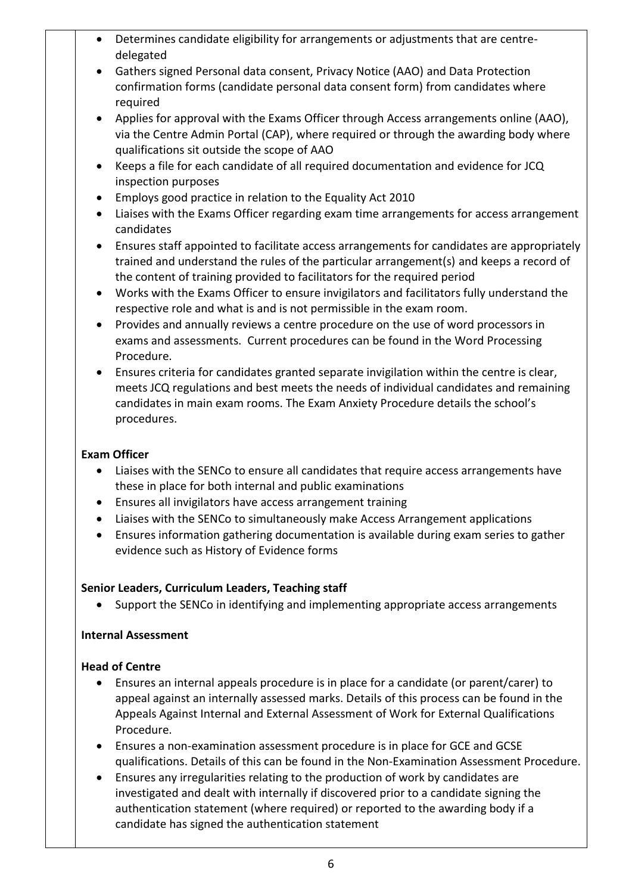- Determines candidate eligibility for arrangements or adjustments that are centre-delegated
- Gathers signed Personal data consent, Privacy Notice (AAO) and Data Protection confirmation forms (candidate personal data consent form) from candidates where required
- Applies for approval with the Exams Officer through Access arrangements online (AAO), via the Centre Admin Portal (CAP), where required or through the awarding body where qualifications sit outside the scope of AAO
- Keeps a file for each candidate of all required documentation and evidence for JCQ inspection purposes
- Employs good practice in relation to the Equality Act 2010
- Liaises with the Exams Officer regarding exam time arrangements for access arrangement candidates
- Ensures staff appointed to facilitate access arrangements for candidates are appropriately trained and understand the rules of the particular arrangement(s) and keeps a record of the content of training provided to facilitators for the required period
- Works with the Exams Officer to ensure invigilators and facilitators fully understand the respective role and what is and is not permissible in the exam room.
- Provides and annually reviews a centre procedure on the use of word processors in exams and assessments. Current procedures can be found in the Word Processing Procedure.
- Ensures criteria for candidates granted separate invigilation within the centre is clear, meets JCQ regulations and best meets the needs of individual candidates and remaining candidates in main exam rooms. The Exam Anxiety Procedure details the school's procedures.

**Exam Officer**

- Liaises with the SENCo to ensure all candidates that require access arrangements have these in place for both internal and public examinations
- Ensures all invigilators have access arrangement training
- Liaises with the SENCo to simultaneously make Access Arrangement applications
- Ensures information gathering documentation is available during exam series to gather evidence such as History of Evidence forms

**Senior Leaders, Curriculum Leaders, Teaching staff**

- Support the SENCo in identifying and implementing appropriate access arrangements

**Internal Assessment**

**Head of Centre**

- Ensures an internal appeals procedure is in place for a candidate (or parent/carer) to appeal against an internally assessed marks. Details of this process can be found in the Appeals Against Internal and External Assessment of Work for External Qualifications Procedure.
- Ensures a non-examination assessment procedure is in place for GCE and GCSE qualifications. Details of this can be found in the Non-Examination Assessment Procedure.
- Ensures any irregularities relating to the production of work by candidates are investigated and dealt with internally if discovered prior to a candidate signing the authentication statement (where required) or reported to the awarding body if a candidate has signed the authentication statement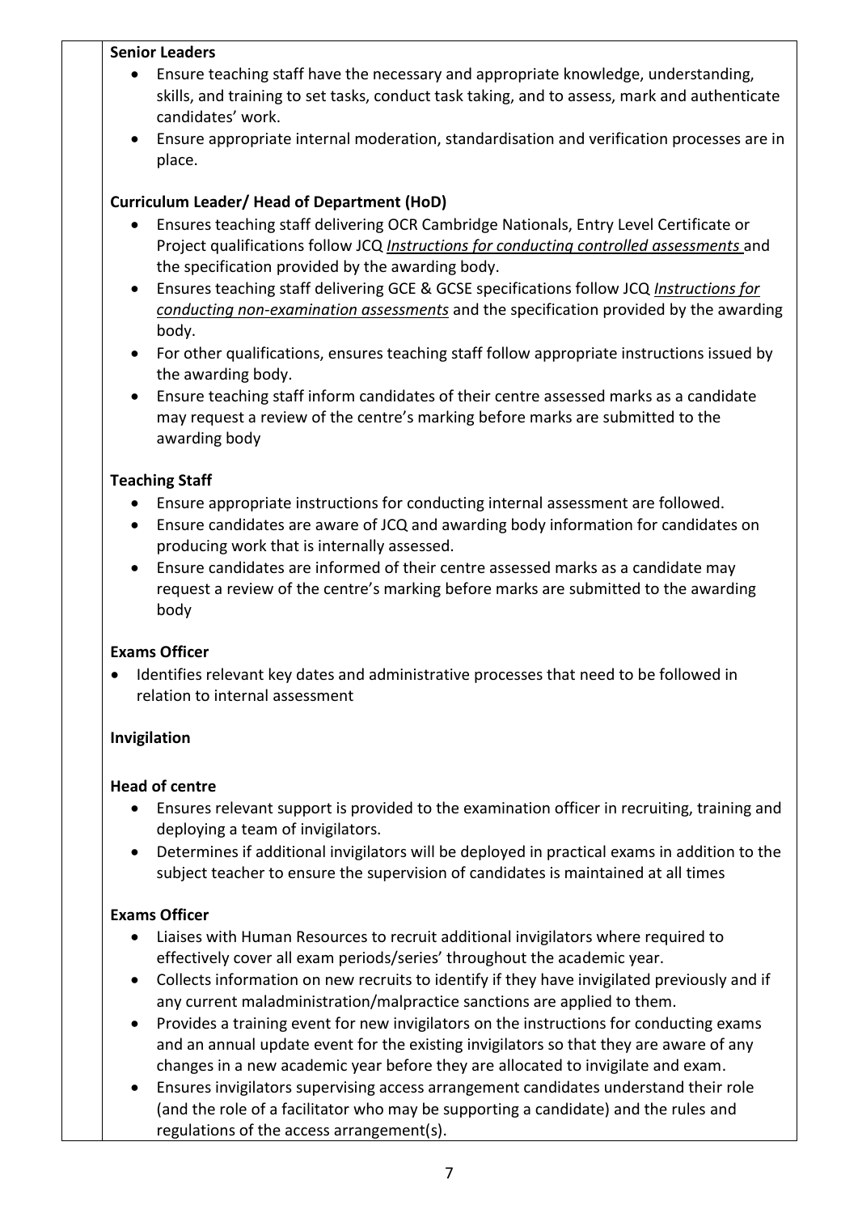**Senior Leaders**

- Ensure teaching staff have the necessary and appropriate knowledge, understanding, skills, and training to set tasks, conduct task taking, and to assess, mark and authenticate candidates' work.
- Ensure appropriate internal moderation, standardisation and verification processes are in place.

**Curriculum Leader/ Head of Department (HoD)**

- Ensures teaching staff delivering OCR Cambridge Nationals, Entry Level Certificate or Project qualifications follow JCQ *Instructions for conducting controlled assessments* and the specification provided by the awarding body.
- Ensures teaching staff delivering GCE & GCSE specifications follow JCQ *Instructions for conducting non-examination assessments* and the specification provided by the awarding body.
- For other qualifications, ensures teaching staff follow appropriate instructions issued by the awarding body.
- Ensure teaching staff inform candidates of their centre assessed marks as a candidate may request a review of the centre's marking before marks are submitted to the awarding body

**Teaching Staff**

- Ensure appropriate instructions for conducting internal assessment are followed.
- Ensure candidates are aware of JCQ and awarding body information for candidates on producing work that is internally assessed.
- Ensure candidates are informed of their centre assessed marks as a candidate may request a review of the centre's marking before marks are submitted to the awarding body

**Exams Officer**

- Identifies relevant key dates and administrative processes that need to be followed in relation to internal assessment

**Invigilation**

**Head of centre**

- Ensures relevant support is provided to the examination officer in recruiting, training and deploying a team of invigilators.
- Determines if additional invigilators will be deployed in practical exams in addition to the subject teacher to ensure the supervision of candidates is maintained at all times

**Exams Officer**

- Liaises with Human Resources to recruit additional invigilators where required to effectively cover all exam periods/series' throughout the academic year.
- Collects information on new recruits to identify if they have invigilated previously and if any current maladministration/malpractice sanctions are applied to them.
- Provides a training event for new invigilators on the instructions for conducting exams and an annual update event for the existing invigilators so that they are aware of any changes in a new academic year before they are allocated to invigilate and exam.
- Ensures invigilators supervising access arrangement candidates understand their role (and the role of a facilitator who may be supporting a candidate) and the rules and regulations of the access arrangement(s).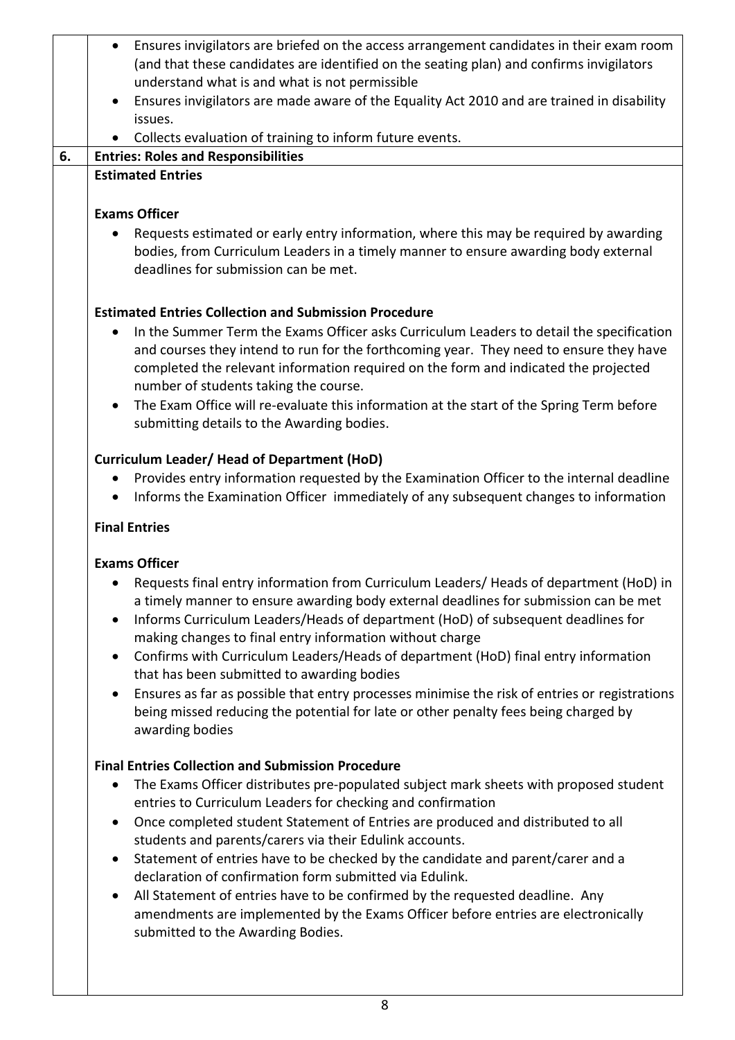- Ensures invigilators are briefed on the access arrangement candidates in their exam room (and that these candidates are identified on the seating plan) and confirms invigilators understand what is and what is not permissible
- Ensures invigilators are made aware of the Equality Act 2010 and are trained in disability issues.
- Collects evaluation of training to inform future events.

## 6. Entries: Roles and Responsibilities

### Estimated Entries

**Exams Officer**

- Requests estimated or early entry information, where this may be required by awarding bodies, from Curriculum Leaders in a timely manner to ensure awarding body external deadlines for submission can be met.

**Estimated Entries Collection and Submission Procedure**

- In the Summer Term the Exams Officer asks Curriculum Leaders to detail the specification and courses they intend to run for the forthcoming year. They need to ensure they have completed the relevant information required on the form and indicated the projected number of students taking the course.
- The Exam Office will re-evaluate this information at the start of the Spring Term before submitting details to the Awarding bodies.

**Curriculum Leader/ Head of Department (HoD)**

- Provides entry information requested by the Examination Officer to the internal deadline
- Informs the Examination Officer immediately of any subsequent changes to information

### Final Entries

**Exams Officer**

- Requests final entry information from Curriculum Leaders/ Heads of department (HoD) in a timely manner to ensure awarding body external deadlines for submission can be met
- Informs Curriculum Leaders/Heads of department (HoD) of subsequent deadlines for making changes to final entry information without charge
- Confirms with Curriculum Leaders/Heads of department (HoD) final entry information that has been submitted to awarding bodies
- Ensures as far as possible that entry processes minimise the risk of entries or registrations being missed reducing the potential for late or other penalty fees being charged by awarding bodies

**Final Entries Collection and Submission Procedure**

- The Exams Officer distributes pre-populated subject mark sheets with proposed student entries to Curriculum Leaders for checking and confirmation
- Once completed student Statement of Entries are produced and distributed to all students and parents/carers via their Edulink accounts.
- Statement of entries have to be checked by the candidate and parent/carer and a declaration of confirmation form submitted via Edulink.
- All Statement of entries have to be confirmed by the requested deadline. Any amendments are implemented by the Exams Officer before entries are electronically submitted to the Awarding Bodies.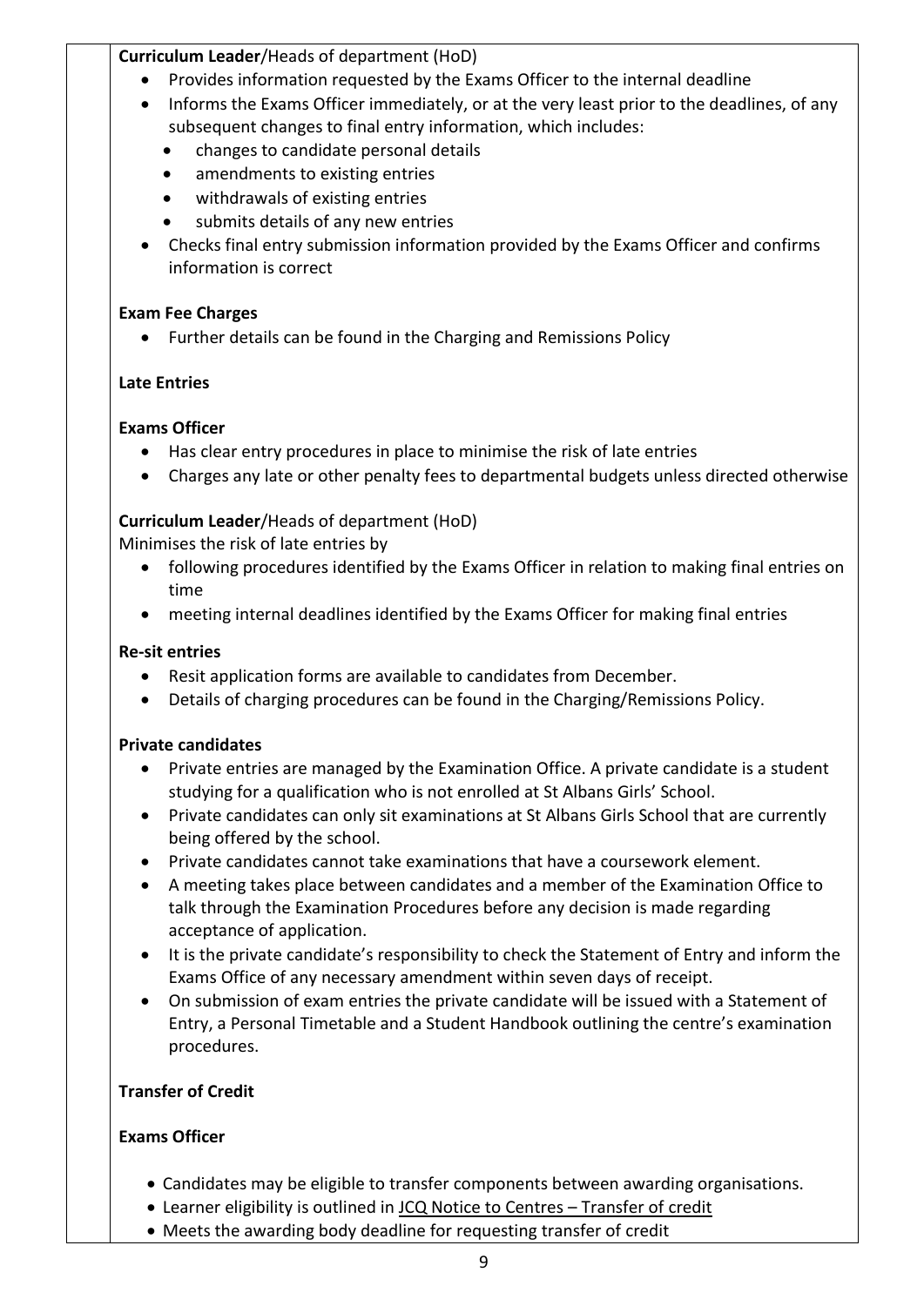**Curriculum Leader**/Heads of department (HoD)

- Provides information requested by the Exams Officer to the internal deadline
- Informs the Exams Officer immediately, or at the very least prior to the deadlines, of any subsequent changes to final entry information, which includes:
  - changes to candidate personal details
  - amendments to existing entries
  - withdrawals of existing entries
  - submits details of any new entries
- Checks final entry submission information provided by the Exams Officer and confirms information is correct

**Exam Fee Charges**

- Further details can be found in the Charging and Remissions Policy

**Late Entries**

**Exams Officer**

- Has clear entry procedures in place to minimise the risk of late entries
- Charges any late or other penalty fees to departmental budgets unless directed otherwise

**Curriculum Leader**/Heads of department (HoD)

Minimises the risk of late entries by

- following procedures identified by the Exams Officer in relation to making final entries on time
- meeting internal deadlines identified by the Exams Officer for making final entries

**Re-sit entries**

- Resit application forms are available to candidates from December.
- Details of charging procedures can be found in the Charging/Remissions Policy.

**Private candidates**

- Private entries are managed by the Examination Office. A private candidate is a student studying for a qualification who is not enrolled at St Albans Girls' School.
- Private candidates can only sit examinations at St Albans Girls School that are currently being offered by the school.
- Private candidates cannot take examinations that have a coursework element.
- A meeting takes place between candidates and a member of the Examination Office to talk through the Examination Procedures before any decision is made regarding acceptance of application.
- It is the private candidate's responsibility to check the Statement of Entry and inform the Exams Office of any necessary amendment within seven days of receipt.
- On submission of exam entries the private candidate will be issued with a Statement of Entry, a Personal Timetable and a Student Handbook outlining the centre's examination procedures.

**Transfer of Credit**

**Exams Officer**

- Candidates may be eligible to transfer components between awarding organisations.
- Learner eligibility is outlined in JCQ Notice to Centres – Transfer of credit
- Meets the awarding body deadline for requesting transfer of credit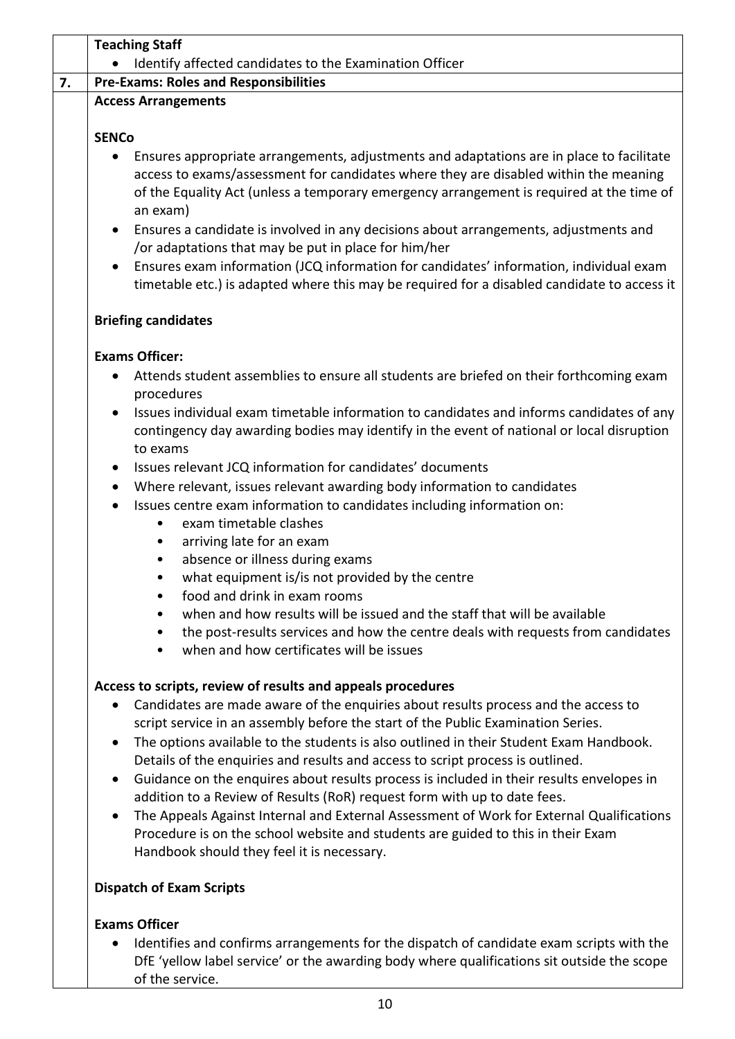**Teaching Staff**

- Identify affected candidates to the Examination Officer

## 7. Pre-Exams: Roles and Responsibilities

**Access Arrangements**

**SENCo**

- Ensures appropriate arrangements, adjustments and adaptations are in place to facilitate access to exams/assessment for candidates where they are disabled within the meaning of the Equality Act (unless a temporary emergency arrangement is required at the time of an exam)
- Ensures a candidate is involved in any decisions about arrangements, adjustments and /or adaptations that may be put in place for him/her
- Ensures exam information (JCQ information for candidates' information, individual exam timetable etc.) is adapted where this may be required for a disabled candidate to access it

**Briefing candidates**

**Exams Officer:**

- Attends student assemblies to ensure all students are briefed on their forthcoming exam procedures
- Issues individual exam timetable information to candidates and informs candidates of any contingency day awarding bodies may identify in the event of national or local disruption to exams
- Issues relevant JCQ information for candidates' documents
- Where relevant, issues relevant awarding body information to candidates
- Issues centre exam information to candidates including information on:
    - exam timetable clashes
    - arriving late for an exam
    - absence or illness during exams
    - what equipment is/is not provided by the centre
    - food and drink in exam rooms
    - when and how results will be issued and the staff that will be available
    - the post-results services and how the centre deals with requests from candidates
    - when and how certificates will be issues

**Access to scripts, review of results and appeals procedures**

- Candidates are made aware of the enquiries about results process and the access to script service in an assembly before the start of the Public Examination Series.
- The options available to the students is also outlined in their Student Exam Handbook. Details of the enquiries and results and access to script process is outlined.
- Guidance on the enquires about results process is included in their results envelopes in addition to a Review of Results (RoR) request form with up to date fees.
- The Appeals Against Internal and External Assessment of Work for External Qualifications Procedure is on the school website and students are guided to this in their Exam Handbook should they feel it is necessary.

**Dispatch of Exam Scripts**

**Exams Officer**

- Identifies and confirms arrangements for the dispatch of candidate exam scripts with the DfE 'yellow label service' or the awarding body where qualifications sit outside the scope of the service.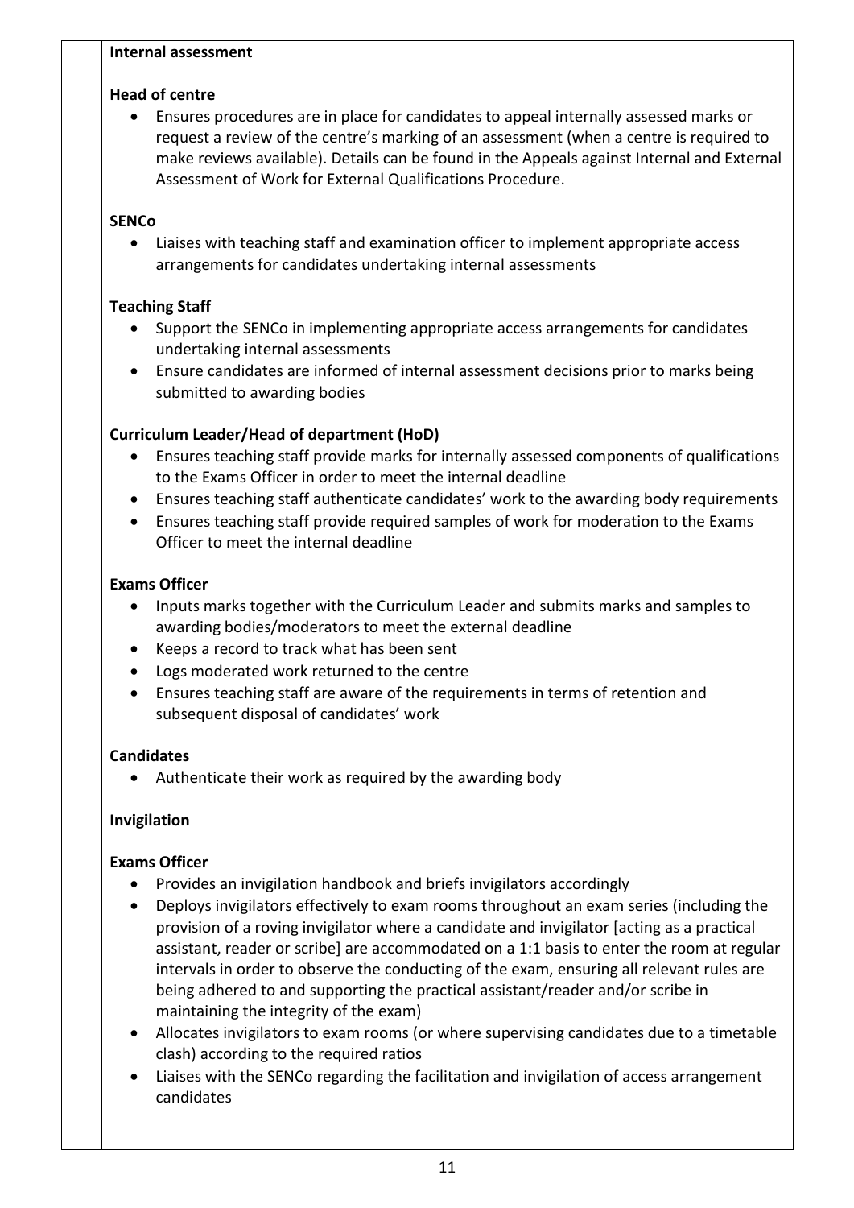**Internal assessment**

**Head of centre**

- Ensures procedures are in place for candidates to appeal internally assessed marks or request a review of the centre's marking of an assessment (when a centre is required to make reviews available). Details can be found in the Appeals against Internal and External Assessment of Work for External Qualifications Procedure.

**SENCo**

- Liaises with teaching staff and examination officer to implement appropriate access arrangements for candidates undertaking internal assessments

**Teaching Staff**

- Support the SENCo in implementing appropriate access arrangements for candidates undertaking internal assessments
- Ensure candidates are informed of internal assessment decisions prior to marks being submitted to awarding bodies

**Curriculum Leader/Head of department (HoD)**

- Ensures teaching staff provide marks for internally assessed components of qualifications to the Exams Officer in order to meet the internal deadline
- Ensures teaching staff authenticate candidates' work to the awarding body requirements
- Ensures teaching staff provide required samples of work for moderation to the Exams Officer to meet the internal deadline

**Exams Officer**

- Inputs marks together with the Curriculum Leader and submits marks and samples to awarding bodies/moderators to meet the external deadline
- Keeps a record to track what has been sent
- Logs moderated work returned to the centre
- Ensures teaching staff are aware of the requirements in terms of retention and subsequent disposal of candidates' work

**Candidates**

- Authenticate their work as required by the awarding body

**Invigilation**

**Exams Officer**

- Provides an invigilation handbook and briefs invigilators accordingly
- Deploys invigilators effectively to exam rooms throughout an exam series (including the provision of a roving invigilator where a candidate and invigilator [acting as a practical assistant, reader or scribe] are accommodated on a 1:1 basis to enter the room at regular intervals in order to observe the conducting of the exam, ensuring all relevant rules are being adhered to and supporting the practical assistant/reader and/or scribe in maintaining the integrity of the exam)
- Allocates invigilators to exam rooms (or where supervising candidates due to a timetable clash) according to the required ratios
- Liaises with the SENCo regarding the facilitation and invigilation of access arrangement candidates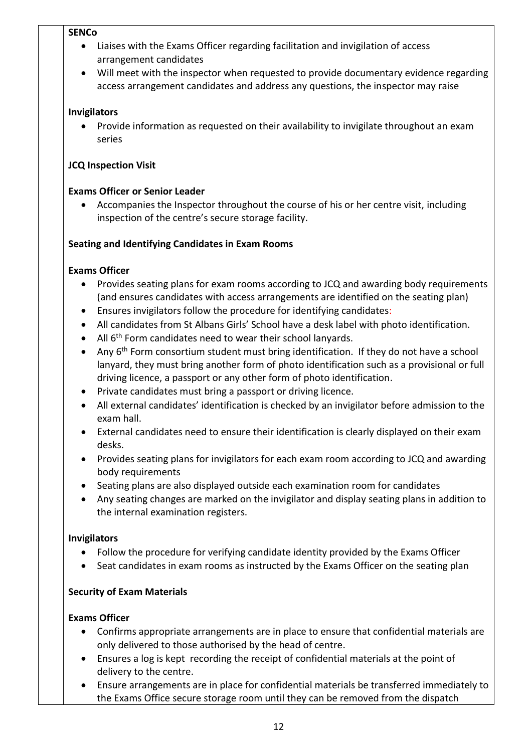**SENCo**

- Liaises with the Exams Officer regarding facilitation and invigilation of access arrangement candidates
- Will meet with the inspector when requested to provide documentary evidence regarding access arrangement candidates and address any questions, the inspector may raise

**Invigilators**

- Provide information as requested on their availability to invigilate throughout an exam series

**JCQ Inspection Visit**

**Exams Officer or Senior Leader**

- Accompanies the Inspector throughout the course of his or her centre visit, including inspection of the centre's secure storage facility.

**Seating and Identifying Candidates in Exam Rooms**

**Exams Officer**

- Provides seating plans for exam rooms according to JCQ and awarding body requirements (and ensures candidates with access arrangements are identified on the seating plan)
- Ensures invigilators follow the procedure for identifying candidates:
- All candidates from St Albans Girls' School have a desk label with photo identification.
- All 6th Form candidates need to wear their school lanyards.
- Any 6th Form consortium student must bring identification. If they do not have a school lanyard, they must bring another form of photo identification such as a provisional or full driving licence, a passport or any other form of photo identification.
- Private candidates must bring a passport or driving licence.
- All external candidates' identification is checked by an invigilator before admission to the exam hall.
- External candidates need to ensure their identification is clearly displayed on their exam desks.
- Provides seating plans for invigilators for each exam room according to JCQ and awarding body requirements
- Seating plans are also displayed outside each examination room for candidates
- Any seating changes are marked on the invigilator and display seating plans in addition to the internal examination registers.

**Invigilators**

- Follow the procedure for verifying candidate identity provided by the Exams Officer
- Seat candidates in exam rooms as instructed by the Exams Officer on the seating plan

**Security of Exam Materials**

**Exams Officer**

- Confirms appropriate arrangements are in place to ensure that confidential materials are only delivered to those authorised by the head of centre.
- Ensures a log is kept recording the receipt of confidential materials at the point of delivery to the centre.
- Ensure arrangements are in place for confidential materials be transferred immediately to the Exams Office secure storage room until they can be removed from the dispatch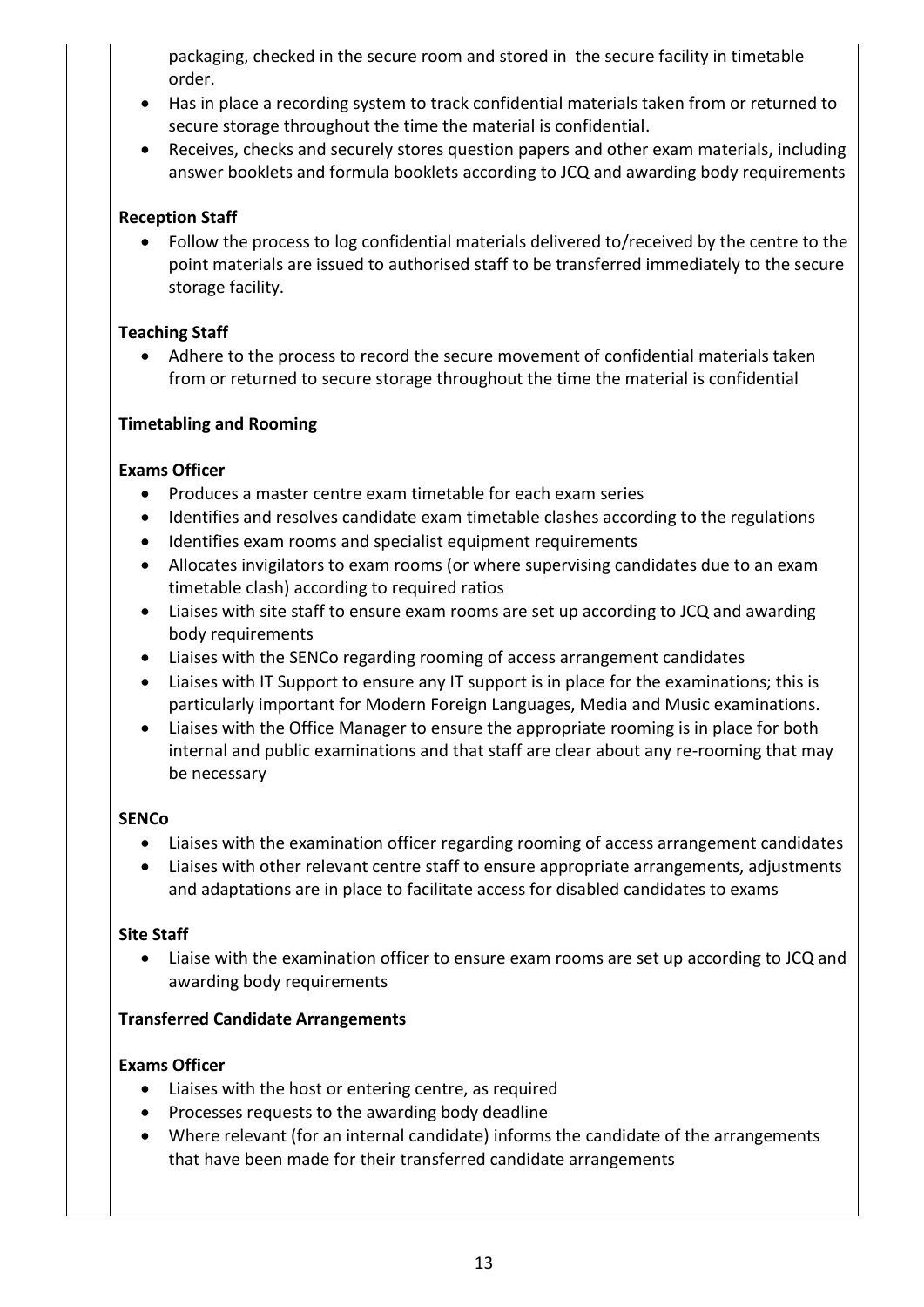packaging, checked in the secure room and stored in the secure facility in timetable order.
- Has in place a recording system to track confidential materials taken from or returned to secure storage throughout the time the material is confidential.
- Receives, checks and securely stores question papers and other exam materials, including answer booklets and formula booklets according to JCQ and awarding body requirements

**Reception Staff**

- Follow the process to log confidential materials delivered to/received by the centre to the point materials are issued to authorised staff to be transferred immediately to the secure storage facility.

**Teaching Staff**

- Adhere to the process to record the secure movement of confidential materials taken from or returned to secure storage throughout the time the material is confidential

**Timetabling and Rooming**

**Exams Officer**

- Produces a master centre exam timetable for each exam series
- Identifies and resolves candidate exam timetable clashes according to the regulations
- Identifies exam rooms and specialist equipment requirements
- Allocates invigilators to exam rooms (or where supervising candidates due to an exam timetable clash) according to required ratios
- Liaises with site staff to ensure exam rooms are set up according to JCQ and awarding body requirements
- Liaises with the SENCo regarding rooming of access arrangement candidates
- Liaises with IT Support to ensure any IT support is in place for the examinations; this is particularly important for Modern Foreign Languages, Media and Music examinations.
- Liaises with the Office Manager to ensure the appropriate rooming is in place for both internal and public examinations and that staff are clear about any re-rooming that may be necessary

**SENCo**

- Liaises with the examination officer regarding rooming of access arrangement candidates
- Liaises with other relevant centre staff to ensure appropriate arrangements, adjustments and adaptations are in place to facilitate access for disabled candidates to exams

**Site Staff**

- Liaise with the examination officer to ensure exam rooms are set up according to JCQ and awarding body requirements

**Transferred Candidate Arrangements**

**Exams Officer**

- Liaises with the host or entering centre, as required
- Processes requests to the awarding body deadline
- Where relevant (for an internal candidate) informs the candidate of the arrangements that have been made for their transferred candidate arrangements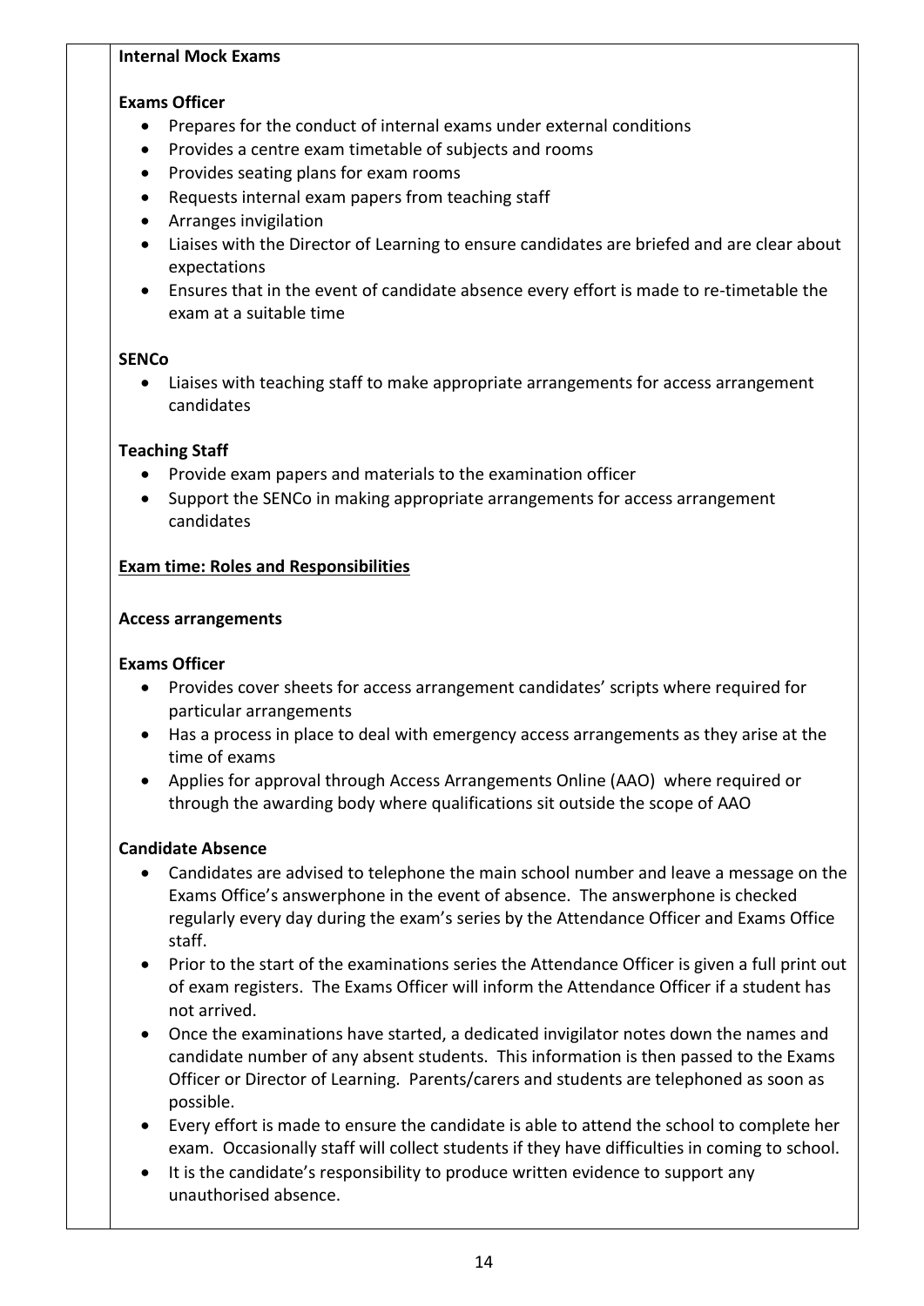**Internal Mock Exams**

**Exams Officer**

- Prepares for the conduct of internal exams under external conditions
- Provides a centre exam timetable of subjects and rooms
- Provides seating plans for exam rooms
- Requests internal exam papers from teaching staff
- Arranges invigilation
- Liaises with the Director of Learning to ensure candidates are briefed and are clear about expectations
- Ensures that in the event of candidate absence every effort is made to re-timetable the exam at a suitable time

**SENCo**

- Liaises with teaching staff to make appropriate arrangements for access arrangement candidates

**Teaching Staff**

- Provide exam papers and materials to the examination officer
- Support the SENCo in making appropriate arrangements for access arrangement candidates

**<u>Exam time: Roles and Responsibilities</u>**

**Access arrangements**

**Exams Officer**

- Provides cover sheets for access arrangement candidates' scripts where required for particular arrangements
- Has a process in place to deal with emergency access arrangements as they arise at the time of exams
- Applies for approval through Access Arrangements Online (AAO) where required or through the awarding body where qualifications sit outside the scope of AAO

**Candidate Absence**

- Candidates are advised to telephone the main school number and leave a message on the Exams Office's answerphone in the event of absence. The answerphone is checked regularly every day during the exam's series by the Attendance Officer and Exams Office staff.
- Prior to the start of the examinations series the Attendance Officer is given a full print out of exam registers. The Exams Officer will inform the Attendance Officer if a student has not arrived.
- Once the examinations have started, a dedicated invigilator notes down the names and candidate number of any absent students. This information is then passed to the Exams Officer or Director of Learning. Parents/carers and students are telephoned as soon as possible.
- Every effort is made to ensure the candidate is able to attend the school to complete her exam. Occasionally staff will collect students if they have difficulties in coming to school.
- It is the candidate's responsibility to produce written evidence to support any unauthorised absence.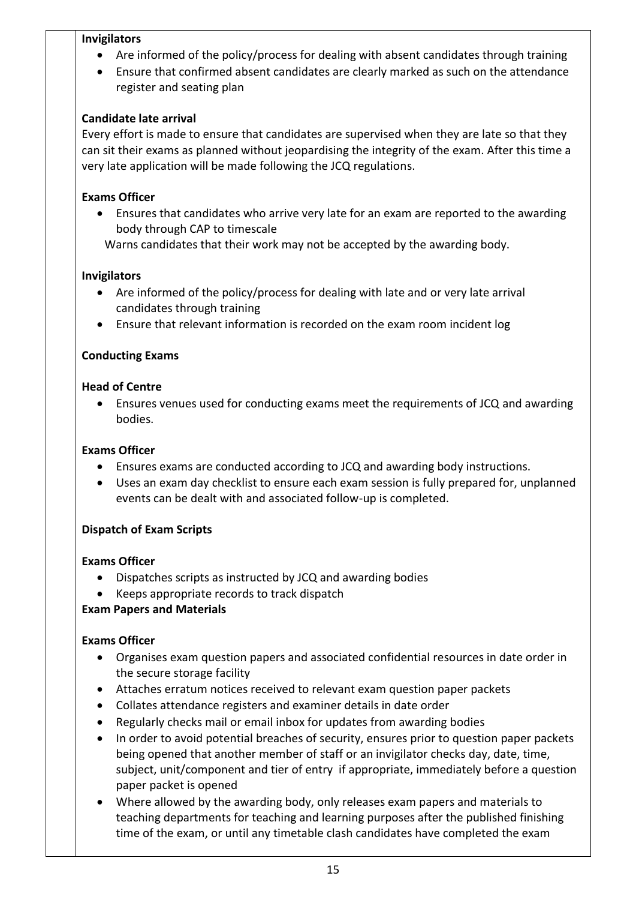**Invigilators**

- Are informed of the policy/process for dealing with absent candidates through training
- Ensure that confirmed absent candidates are clearly marked as such on the attendance register and seating plan

**Candidate late arrival**

Every effort is made to ensure that candidates are supervised when they are late so that they can sit their exams as planned without jeopardising the integrity of the exam. After this time a very late application will be made following the JCQ regulations.

**Exams Officer**

- Ensures that candidates who arrive very late for an exam are reported to the awarding body through CAP to timescale

  Warns candidates that their work may not be accepted by the awarding body.

**Invigilators**

- Are informed of the policy/process for dealing with late and or very late arrival candidates through training
- Ensure that relevant information is recorded on the exam room incident log

**Conducting Exams**

**Head of Centre**

- Ensures venues used for conducting exams meet the requirements of JCQ and awarding bodies.

**Exams Officer**

- Ensures exams are conducted according to JCQ and awarding body instructions.
- Uses an exam day checklist to ensure each exam session is fully prepared for, unplanned events can be dealt with and associated follow-up is completed.

**Dispatch of Exam Scripts**

**Exams Officer**

- Dispatches scripts as instructed by JCQ and awarding bodies
- Keeps appropriate records to track dispatch

**Exam Papers and Materials**

**Exams Officer**

- Organises exam question papers and associated confidential resources in date order in the secure storage facility
- Attaches erratum notices received to relevant exam question paper packets
- Collates attendance registers and examiner details in date order
- Regularly checks mail or email inbox for updates from awarding bodies
- In order to avoid potential breaches of security, ensures prior to question paper packets being opened that another member of staff or an invigilator checks day, date, time, subject, unit/component and tier of entry if appropriate, immediately before a question paper packet is opened
- Where allowed by the awarding body, only releases exam papers and materials to teaching departments for teaching and learning purposes after the published finishing time of the exam, or until any timetable clash candidates have completed the exam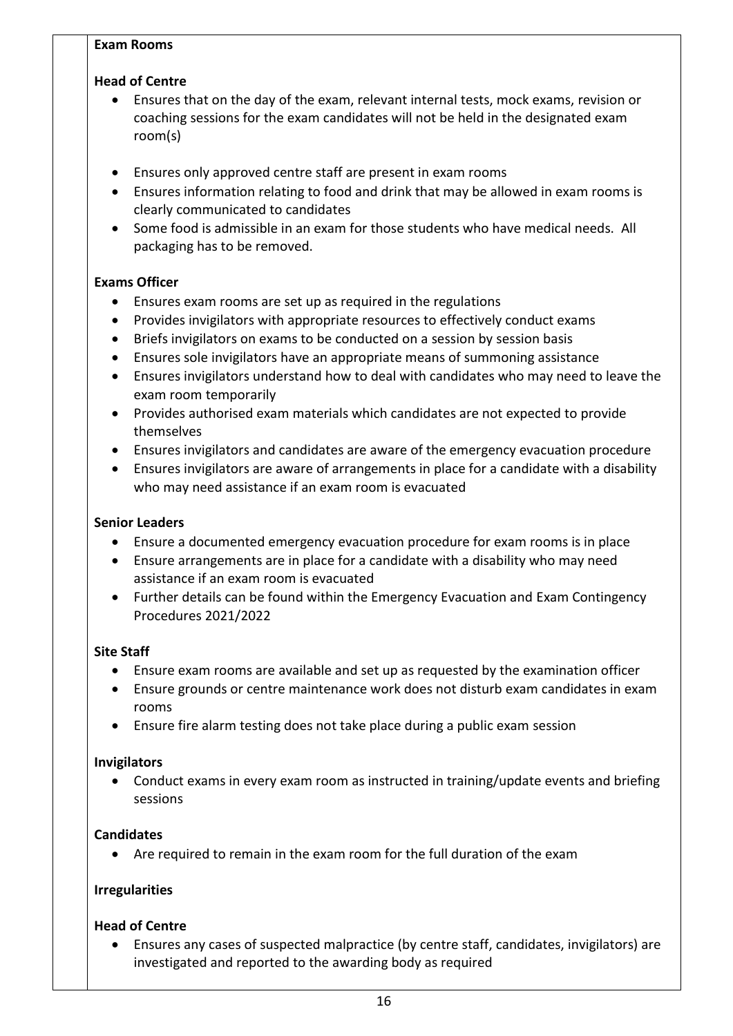**Exam Rooms**

**Head of Centre**

- Ensures that on the day of the exam, relevant internal tests, mock exams, revision or coaching sessions for the exam candidates will not be held in the designated exam room(s)
- Ensures only approved centre staff are present in exam rooms
- Ensures information relating to food and drink that may be allowed in exam rooms is clearly communicated to candidates
- Some food is admissible in an exam for those students who have medical needs. All packaging has to be removed.

**Exams Officer**

- Ensures exam rooms are set up as required in the regulations
- Provides invigilators with appropriate resources to effectively conduct exams
- Briefs invigilators on exams to be conducted on a session by session basis
- Ensures sole invigilators have an appropriate means of summoning assistance
- Ensures invigilators understand how to deal with candidates who may need to leave the exam room temporarily
- Provides authorised exam materials which candidates are not expected to provide themselves
- Ensures invigilators and candidates are aware of the emergency evacuation procedure
- Ensures invigilators are aware of arrangements in place for a candidate with a disability who may need assistance if an exam room is evacuated

**Senior Leaders**

- Ensure a documented emergency evacuation procedure for exam rooms is in place
- Ensure arrangements are in place for a candidate with a disability who may need assistance if an exam room is evacuated
- Further details can be found within the Emergency Evacuation and Exam Contingency Procedures 2021/2022

**Site Staff**

- Ensure exam rooms are available and set up as requested by the examination officer
- Ensure grounds or centre maintenance work does not disturb exam candidates in exam rooms
- Ensure fire alarm testing does not take place during a public exam session

**Invigilators**

- Conduct exams in every exam room as instructed in training/update events and briefing sessions

**Candidates**

- Are required to remain in the exam room for the full duration of the exam

**Irregularities**

**Head of Centre**

- Ensures any cases of suspected malpractice (by centre staff, candidates, invigilators) are investigated and reported to the awarding body as required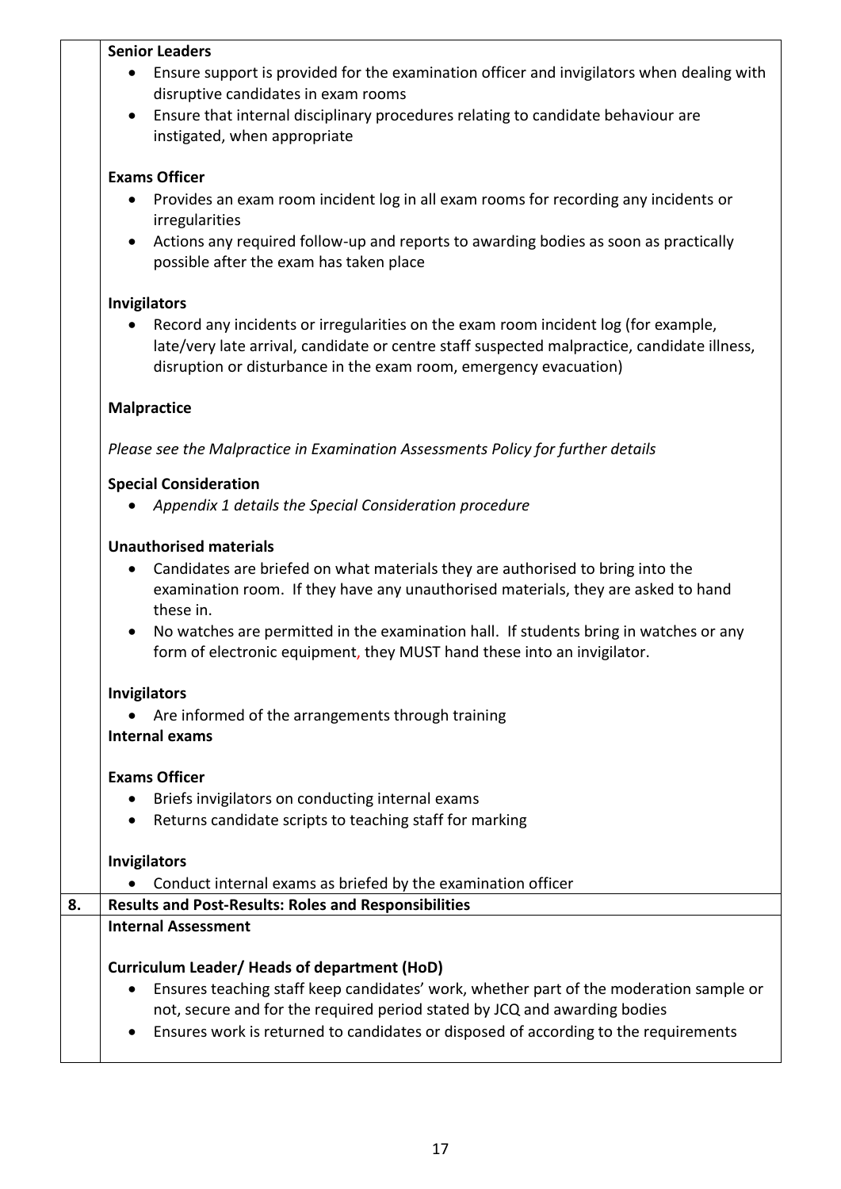**Senior Leaders**

- Ensure support is provided for the examination officer and invigilators when dealing with disruptive candidates in exam rooms
- Ensure that internal disciplinary procedures relating to candidate behaviour are instigated, when appropriate

**Exams Officer**

- Provides an exam room incident log in all exam rooms for recording any incidents or irregularities
- Actions any required follow-up and reports to awarding bodies as soon as practically possible after the exam has taken place

**Invigilators**

- Record any incidents or irregularities on the exam room incident log (for example, late/very late arrival, candidate or centre staff suspected malpractice, candidate illness, disruption or disturbance in the exam room, emergency evacuation)

**Malpractice**

*Please see the Malpractice in Examination Assessments Policy for further details*

**Special Consideration**

- *Appendix 1 details the Special Consideration procedure*

**Unauthorised materials**

- Candidates are briefed on what materials they are authorised to bring into the examination room. If they have any unauthorised materials, they are asked to hand these in.
- No watches are permitted in the examination hall. If students bring in watches or any form of electronic equipment, they MUST hand these into an invigilator.

**Invigilators**

- Are informed of the arrangements through training

**Internal exams**

**Exams Officer**

- Briefs invigilators on conducting internal exams
- Returns candidate scripts to teaching staff for marking

**Invigilators**

- Conduct internal exams as briefed by the examination officer

## 8. Results and Post-Results: Roles and Responsibilities

**Internal Assessment**

**Curriculum Leader/ Heads of department (HoD)**

- Ensures teaching staff keep candidates' work, whether part of the moderation sample or not, secure and for the required period stated by JCQ and awarding bodies
- Ensures work is returned to candidates or disposed of according to the requirements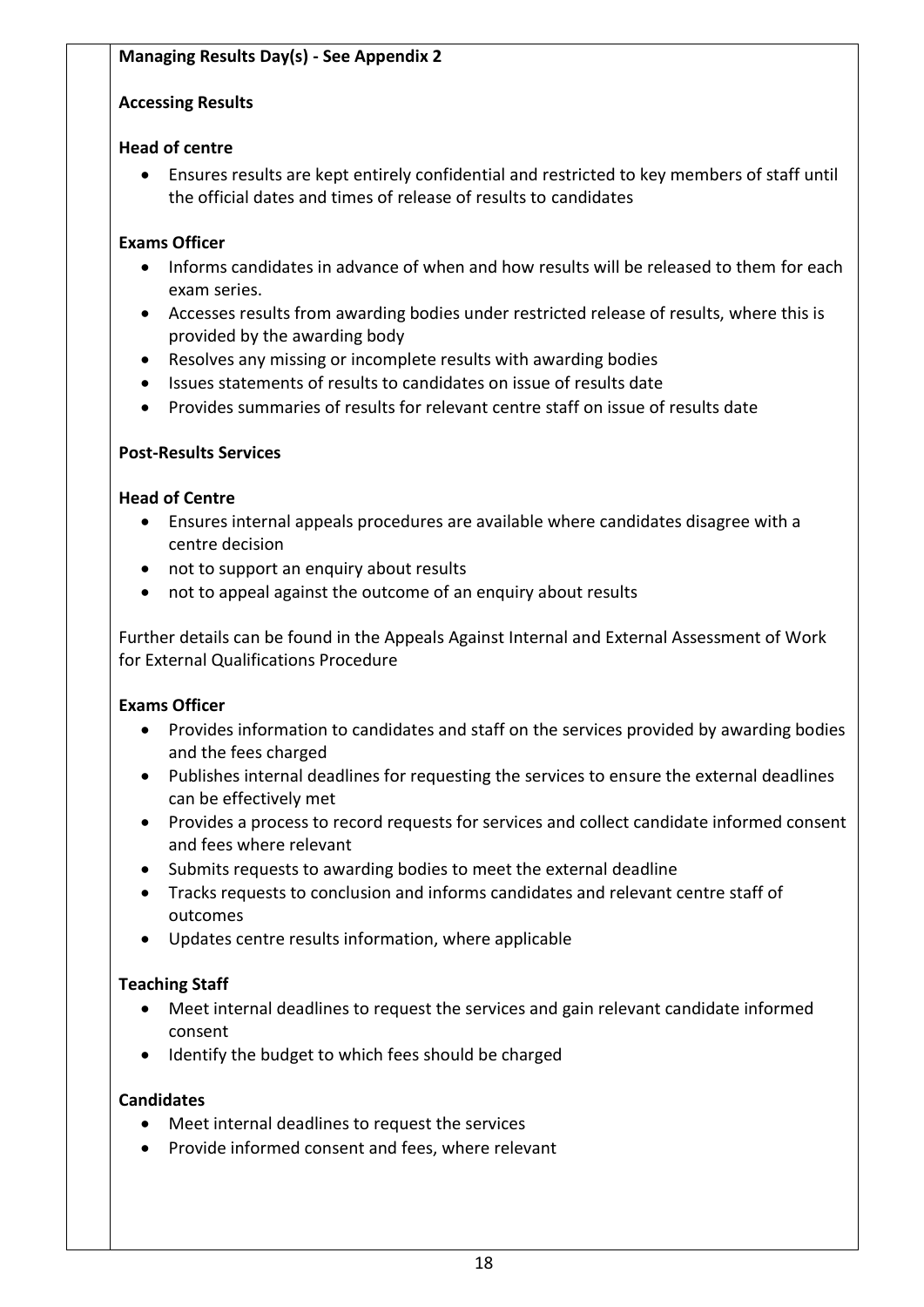**Managing Results Day(s) - See Appendix 2**

**Accessing Results**

**Head of centre**

- Ensures results are kept entirely confidential and restricted to key members of staff until the official dates and times of release of results to candidates

**Exams Officer**

- Informs candidates in advance of when and how results will be released to them for each exam series.
- Accesses results from awarding bodies under restricted release of results, where this is provided by the awarding body
- Resolves any missing or incomplete results with awarding bodies
- Issues statements of results to candidates on issue of results date
- Provides summaries of results for relevant centre staff on issue of results date

**Post-Results Services**

**Head of Centre**

- Ensures internal appeals procedures are available where candidates disagree with a centre decision
- not to support an enquiry about results
- not to appeal against the outcome of an enquiry about results

Further details can be found in the Appeals Against Internal and External Assessment of Work for External Qualifications Procedure

**Exams Officer**

- Provides information to candidates and staff on the services provided by awarding bodies and the fees charged
- Publishes internal deadlines for requesting the services to ensure the external deadlines can be effectively met
- Provides a process to record requests for services and collect candidate informed consent and fees where relevant
- Submits requests to awarding bodies to meet the external deadline
- Tracks requests to conclusion and informs candidates and relevant centre staff of outcomes
- Updates centre results information, where applicable

**Teaching Staff**

- Meet internal deadlines to request the services and gain relevant candidate informed consent
- Identify the budget to which fees should be charged

**Candidates**

- Meet internal deadlines to request the services
- Provide informed consent and fees, where relevant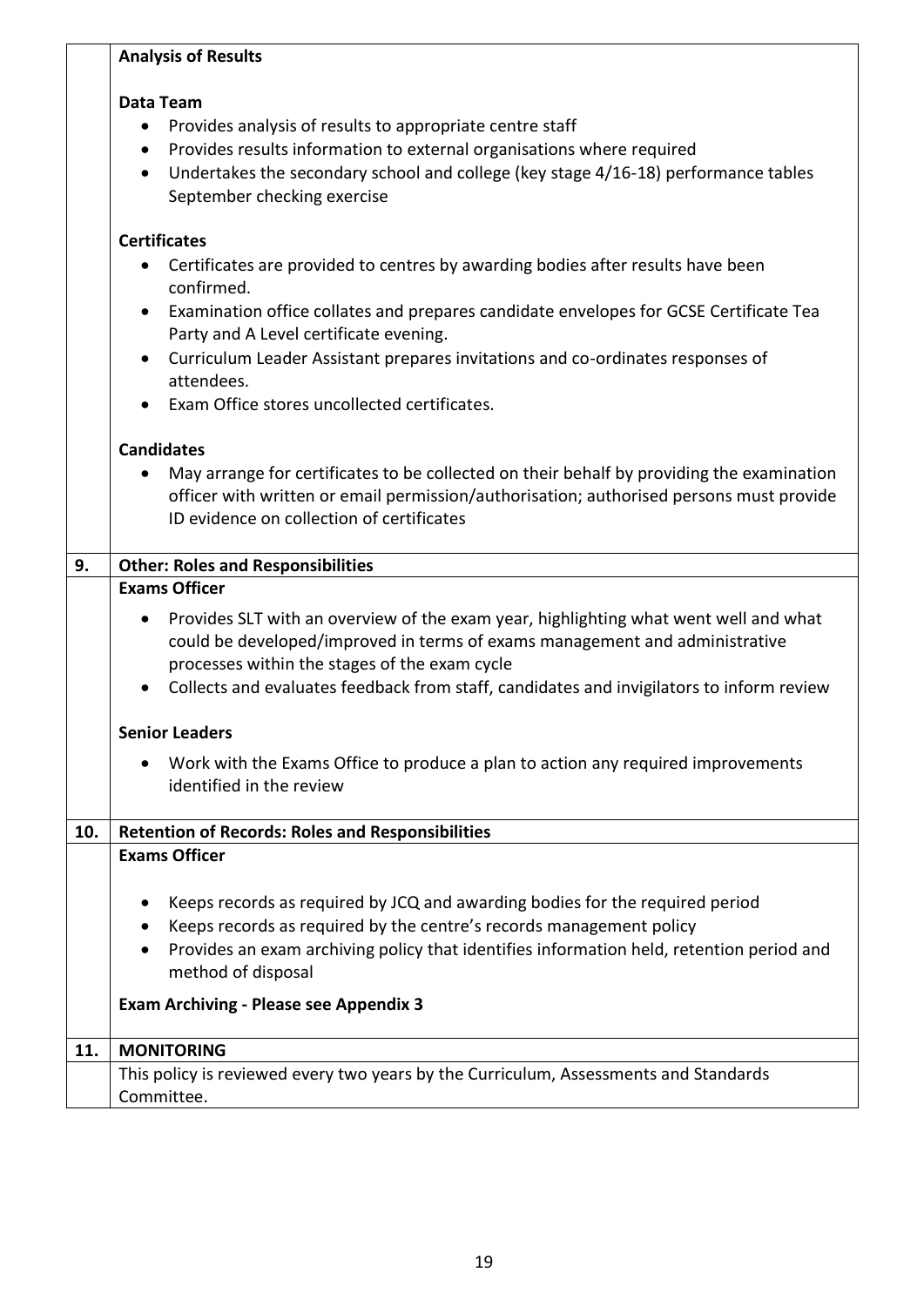**Analysis of Results**

**Data Team**

- Provides analysis of results to appropriate centre staff
- Provides results information to external organisations where required
- Undertakes the secondary school and college (key stage 4/16-18) performance tables September checking exercise

**Certificates**

- Certificates are provided to centres by awarding bodies after results have been confirmed.
- Examination office collates and prepares candidate envelopes for GCSE Certificate Tea Party and A Level certificate evening.
- Curriculum Leader Assistant prepares invitations and co-ordinates responses of attendees.
- Exam Office stores uncollected certificates.

**Candidates**

- May arrange for certificates to be collected on their behalf by providing the examination officer with written or email permission/authorisation; authorised persons must provide ID evidence on collection of certificates

## 9. Other: Roles and Responsibilities

**Exams Officer**

- Provides SLT with an overview of the exam year, highlighting what went well and what could be developed/improved in terms of exams management and administrative processes within the stages of the exam cycle
- Collects and evaluates feedback from staff, candidates and invigilators to inform review

**Senior Leaders**

- Work with the Exams Office to produce a plan to action any required improvements identified in the review

## 10. Retention of Records: Roles and Responsibilities

**Exams Officer**

- Keeps records as required by JCQ and awarding bodies for the required period
- Keeps records as required by the centre's records management policy
- Provides an exam archiving policy that identifies information held, retention period and method of disposal

**Exam Archiving - Please see Appendix 3**

## 11. MONITORING

This policy is reviewed every two years by the Curriculum, Assessments and Standards Committee.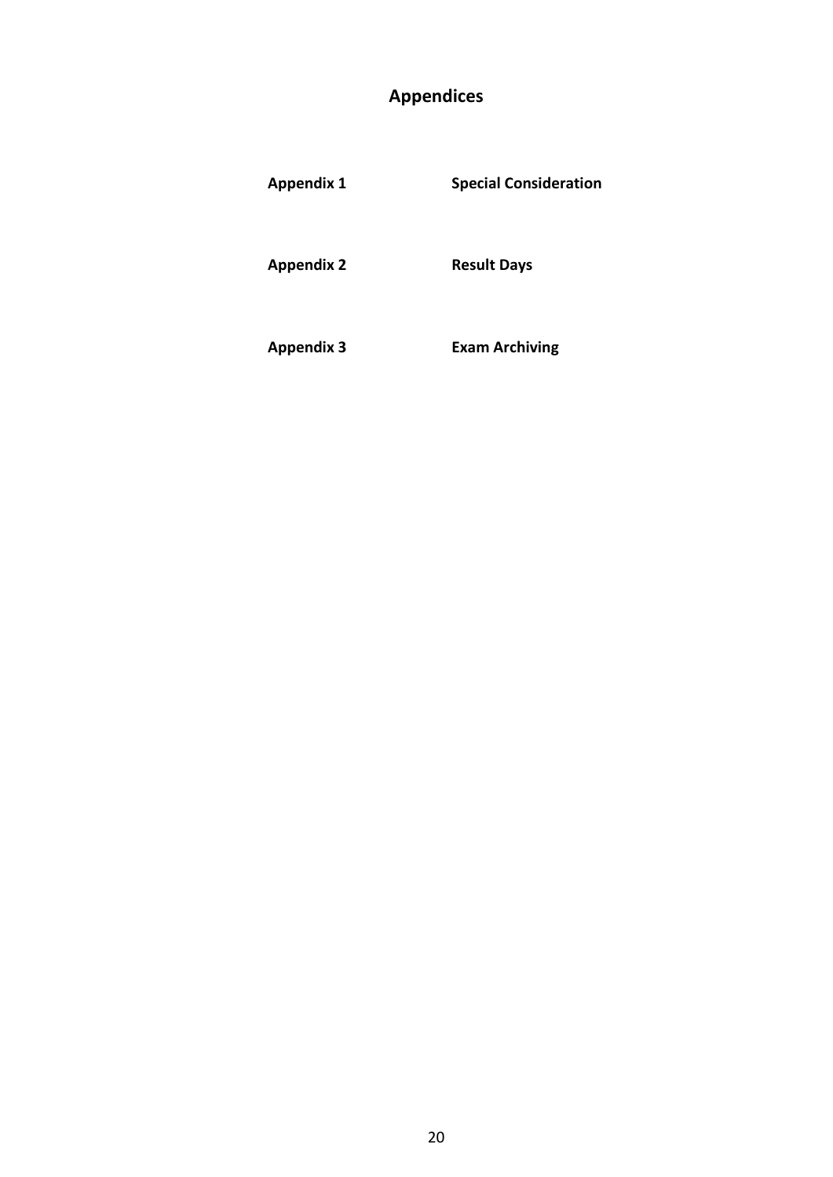# Appendices

| | |
|---|---|
| **Appendix 1** | **Special Consideration** |
| **Appendix 2** | **Result Days** |
| **Appendix 3** | **Exam Archiving** |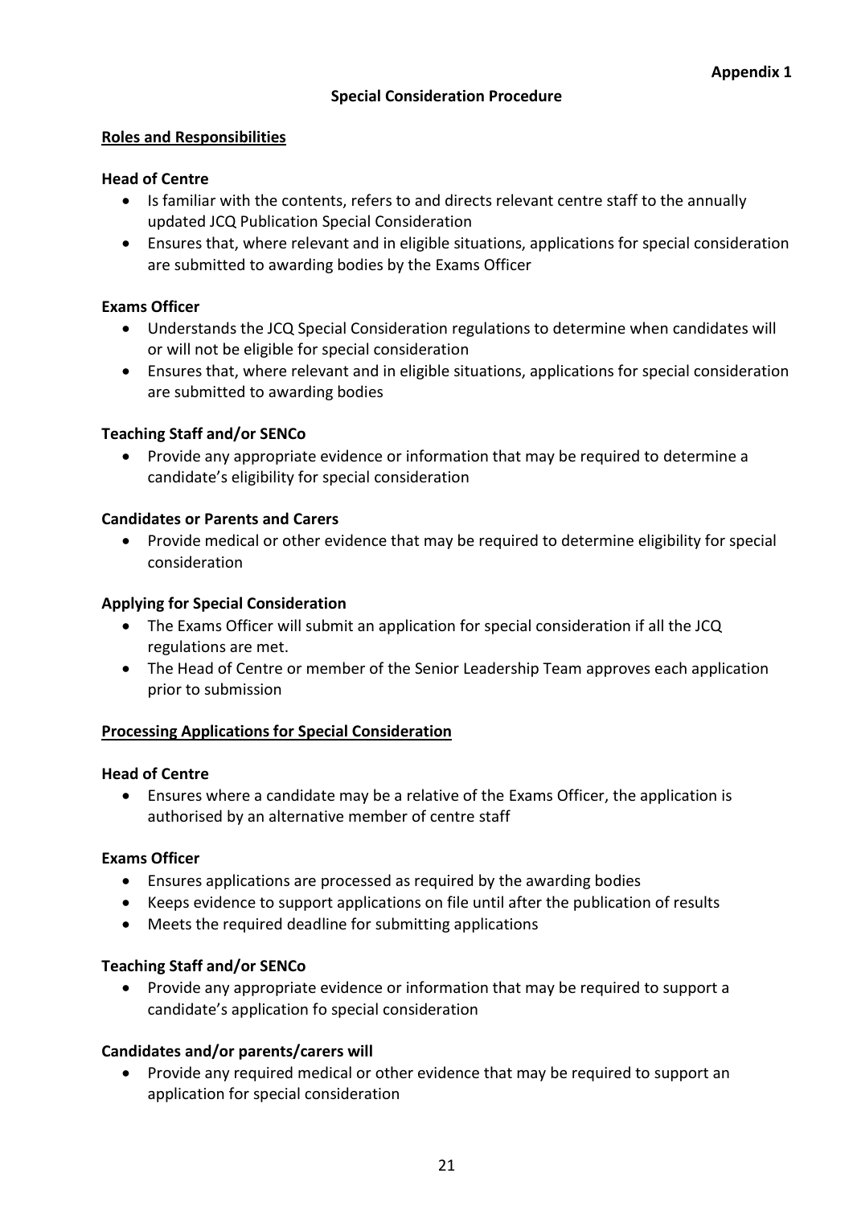**Appendix 1**

## Special Consideration Procedure

### Roles and Responsibilities

**Head of Centre**

- Is familiar with the contents, refers to and directs relevant centre staff to the annually updated JCQ Publication Special Consideration
- Ensures that, where relevant and in eligible situations, applications for special consideration are submitted to awarding bodies by the Exams Officer

**Exams Officer**

- Understands the JCQ Special Consideration regulations to determine when candidates will or will not be eligible for special consideration
- Ensures that, where relevant and in eligible situations, applications for special consideration are submitted to awarding bodies

**Teaching Staff and/or SENCo**

- Provide any appropriate evidence or information that may be required to determine a candidate's eligibility for special consideration

**Candidates or Parents and Carers**

- Provide medical or other evidence that may be required to determine eligibility for special consideration

**Applying for Special Consideration**

- The Exams Officer will submit an application for special consideration if all the JCQ regulations are met.
- The Head of Centre or member of the Senior Leadership Team approves each application prior to submission

### Processing Applications for Special Consideration

**Head of Centre**

- Ensures where a candidate may be a relative of the Exams Officer, the application is authorised by an alternative member of centre staff

**Exams Officer**

- Ensures applications are processed as required by the awarding bodies
- Keeps evidence to support applications on file until after the publication of results
- Meets the required deadline for submitting applications

**Teaching Staff and/or SENCo**

- Provide any appropriate evidence or information that may be required to support a candidate's application fo special consideration

**Candidates and/or parents/carers will**

- Provide any required medical or other evidence that may be required to support an application for special consideration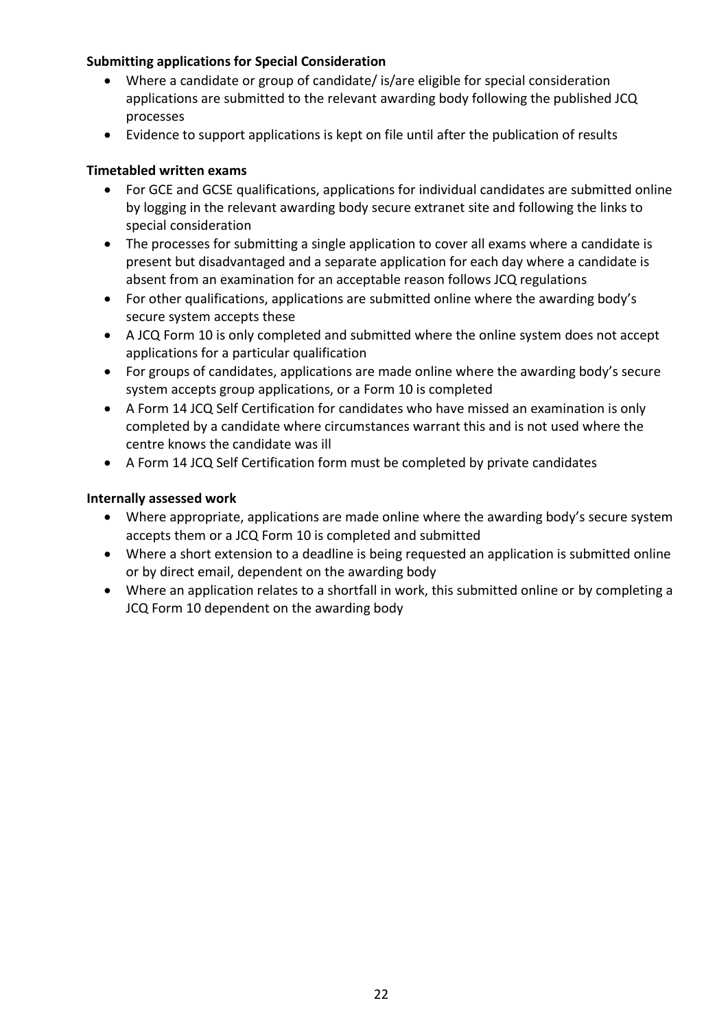**Submitting applications for Special Consideration**

- Where a candidate or group of candidate/ is/are eligible for special consideration applications are submitted to the relevant awarding body following the published JCQ processes
- Evidence to support applications is kept on file until after the publication of results

**Timetabled written exams**

- For GCE and GCSE qualifications, applications for individual candidates are submitted online by logging in the relevant awarding body secure extranet site and following the links to special consideration
- The processes for submitting a single application to cover all exams where a candidate is present but disadvantaged and a separate application for each day where a candidate is absent from an examination for an acceptable reason follows JCQ regulations
- For other qualifications, applications are submitted online where the awarding body's secure system accepts these
- A JCQ Form 10 is only completed and submitted where the online system does not accept applications for a particular qualification
- For groups of candidates, applications are made online where the awarding body's secure system accepts group applications, or a Form 10 is completed
- A Form 14 JCQ Self Certification for candidates who have missed an examination is only completed by a candidate where circumstances warrant this and is not used where the centre knows the candidate was ill
- A Form 14 JCQ Self Certification form must be completed by private candidates

**Internally assessed work**

- Where appropriate, applications are made online where the awarding body's secure system accepts them or a JCQ Form 10 is completed and submitted
- Where a short extension to a deadline is being requested an application is submitted online or by direct email, dependent on the awarding body
- Where an application relates to a shortfall in work, this submitted online or by completing a JCQ Form 10 dependent on the awarding body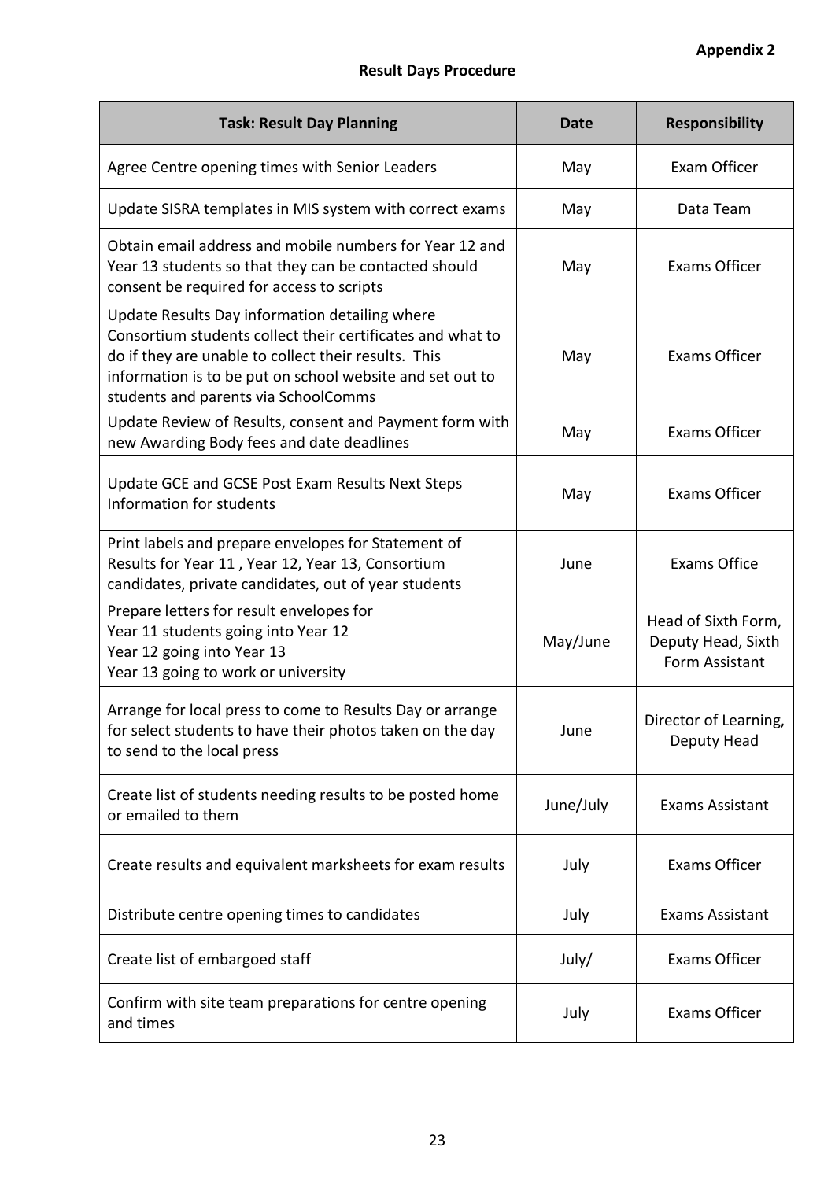**Appendix 2**

**Result Days Procedure**

| Task: Result Day Planning | Date | Responsibility |
|---|---|---|
| Agree Centre opening times with Senior Leaders | May | Exam Officer |
| Update SISRA templates in MIS system with correct exams | May | Data Team |
| Obtain email address and mobile numbers for Year 12 and Year 13 students so that they can be contacted should consent be required for access to scripts | May | Exams Officer |
| Update Results Day information detailing where Consortium students collect their certificates and what to do if they are unable to collect their results. This information is to be put on school website and set out to students and parents via SchoolComms | May | Exams Officer |
| Update Review of Results, consent and Payment form with new Awarding Body fees and date deadlines | May | Exams Officer |
| Update GCE and GCSE Post Exam Results Next Steps Information for students | May | Exams Officer |
| Print labels and prepare envelopes for Statement of Results for Year 11 , Year 12, Year 13, Consortium candidates, private candidates, out of year students | June | Exams Office |
| Prepare letters for result envelopes for<br>Year 11 students going into Year 12<br>Year 12 going into Year 13<br>Year 13 going to work or university | May/June | Head of Sixth Form, Deputy Head, Sixth Form Assistant |
| Arrange for local press to come to Results Day or arrange for select students to have their photos taken on the day to send to the local press | June | Director of Learning, Deputy Head |
| Create list of students needing results to be posted home or emailed to them | June/July | Exams Assistant |
| Create results and equivalent marksheets for exam results | July | Exams Officer |
| Distribute centre opening times to candidates | July | Exams Assistant |
| Create list of embargoed staff | July/ | Exams Officer |
| Confirm with site team preparations for centre opening and times | July | Exams Officer |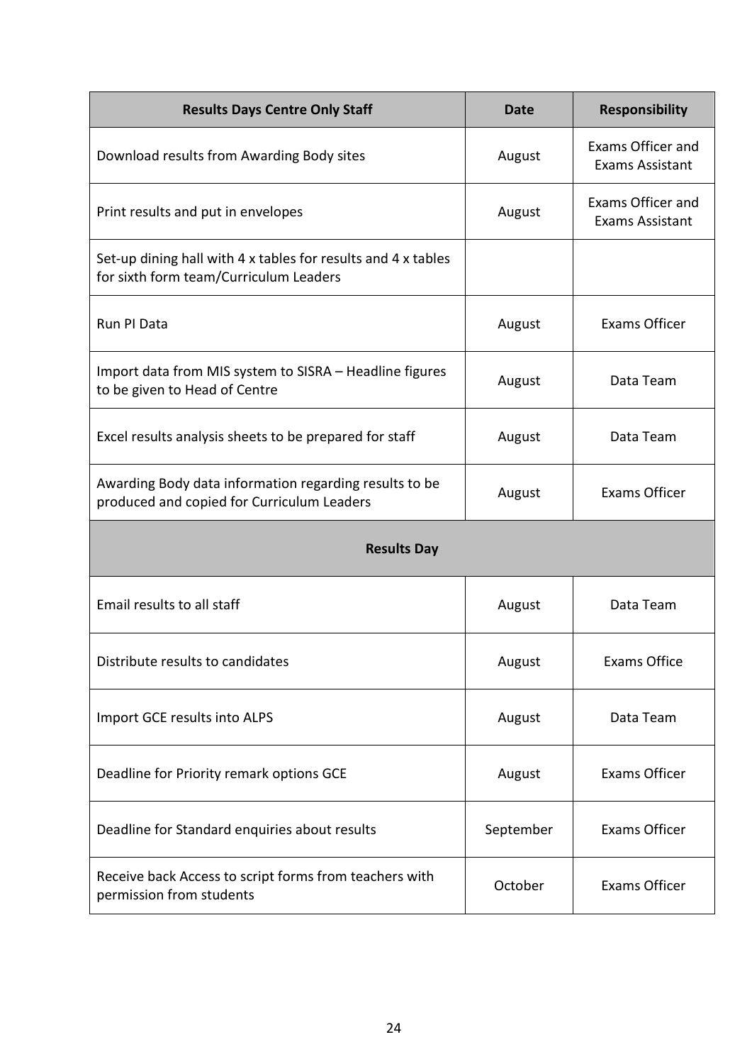| Results Days Centre Only Staff | Date | Responsibility |
| --- | --- | --- |
| Download results from Awarding Body sites | August | Exams Officer and Exams Assistant |
| Print results and put in envelopes | August | Exams Officer and Exams Assistant |
| Set-up dining hall with 4 x tables for results and 4 x tables for sixth form team/Curriculum Leaders | | |
| Run PI Data | August | Exams Officer |
| Import data from MIS system to SISRA – Headline figures to be given to Head of Centre | August | Data Team |
| Excel results analysis sheets to be prepared for staff | August | Data Team |
| Awarding Body data information regarding results to be produced and copied for Curriculum Leaders | August | Exams Officer |
| **Results Day** | | |
| Email results to all staff | August | Data Team |
| Distribute results to candidates | August | Exams Office |
| Import GCE results into ALPS | August | Data Team |
| Deadline for Priority remark options GCE | August | Exams Officer |
| Deadline for Standard enquiries about results | September | Exams Officer |
| Receive back Access to script forms from teachers with permission from students | October | Exams Officer |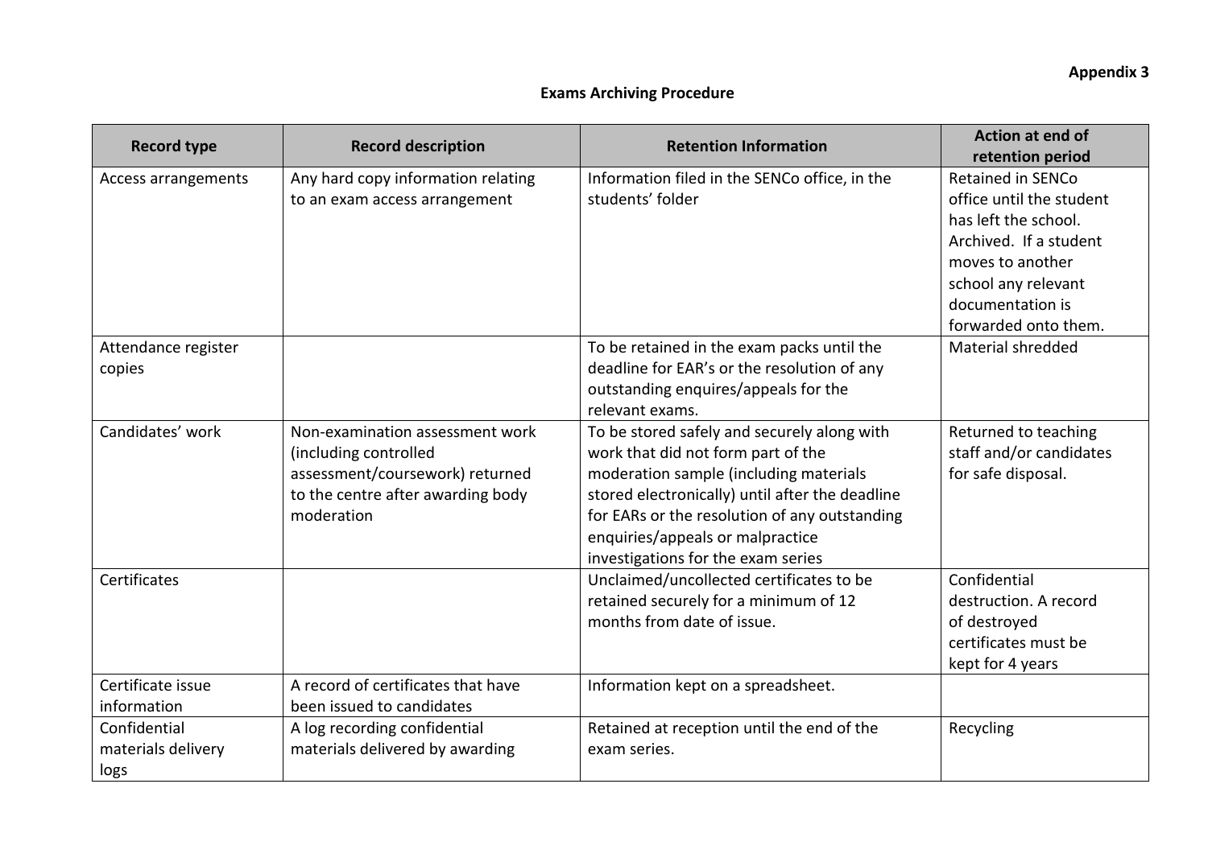**Appendix 3**

## Exams Archiving Procedure

| Record type | Record description | Retention Information | Action at end of retention period |
|---|---|---|---|
| Access arrangements | Any hard copy information relating to an exam access arrangement | Information filed in the SENCo office, in the students' folder | Retained in SENCo office until the student has left the school. Archived. If a student moves to another school any relevant documentation is forwarded onto them. |
| Attendance register copies | | To be retained in the exam packs until the deadline for EAR's or the resolution of any outstanding enquires/appeals for the relevant exams. | Material shredded |
| Candidates' work | Non-examination assessment work (including controlled assessment/coursework) returned to the centre after awarding body moderation | To be stored safely and securely along with work that did not form part of the moderation sample (including materials stored electronically) until after the deadline for EARs or the resolution of any outstanding enquiries/appeals or malpractice investigations for the exam series | Returned to teaching staff and/or candidates for safe disposal. |
| Certificates | | Unclaimed/uncollected certificates to be retained securely for a minimum of 12 months from date of issue. | Confidential destruction. A record of destroyed certificates must be kept for 4 years |
| Certificate issue information | A record of certificates that have been issued to candidates | Information kept on a spreadsheet. | |
| Confidential materials delivery logs | A log recording confidential materials delivered by awarding | Retained at reception until the end of the exam series. | Recycling |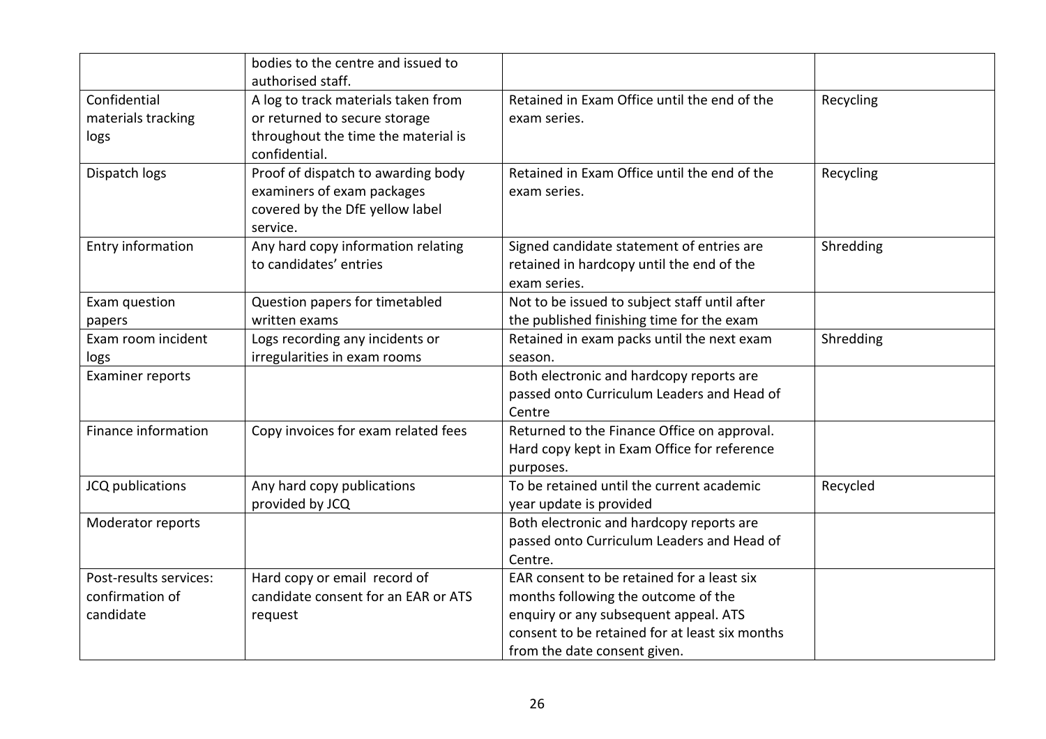| | | | |
|---|---|---|---|
| | bodies to the centre and issued to authorised staff. | | |
| Confidential materials tracking logs | A log to track materials taken from or returned to secure storage throughout the time the material is confidential. | Retained in Exam Office until the end of the exam series. | Recycling |
| Dispatch logs | Proof of dispatch to awarding body examiners of exam packages covered by the DfE yellow label service. | Retained in Exam Office until the end of the exam series. | Recycling |
| Entry information | Any hard copy information relating to candidates' entries | Signed candidate statement of entries are retained in hardcopy until the end of the exam series. | Shredding |
| Exam question papers | Question papers for timetabled written exams | Not to be issued to subject staff until after the published finishing time for the exam | |
| Exam room incident logs | Logs recording any incidents or irregularities in exam rooms | Retained in exam packs until the next exam season. | Shredding |
| Examiner reports | | Both electronic and hardcopy reports are passed onto Curriculum Leaders and Head of Centre | |
| Finance information | Copy invoices for exam related fees | Returned to the Finance Office on approval. Hard copy kept in Exam Office for reference purposes. | |
| JCQ publications | Any hard copy publications provided by JCQ | To be retained until the current academic year update is provided | Recycled |
| Moderator reports | | Both electronic and hardcopy reports are passed onto Curriculum Leaders and Head of Centre. | |
| Post-results services: confirmation of candidate | Hard copy or email record of candidate consent for an EAR or ATS request | EAR consent to be retained for a least six months following the outcome of the enquiry or any subsequent appeal. ATS consent to be retained for at least six months from the date consent given. | |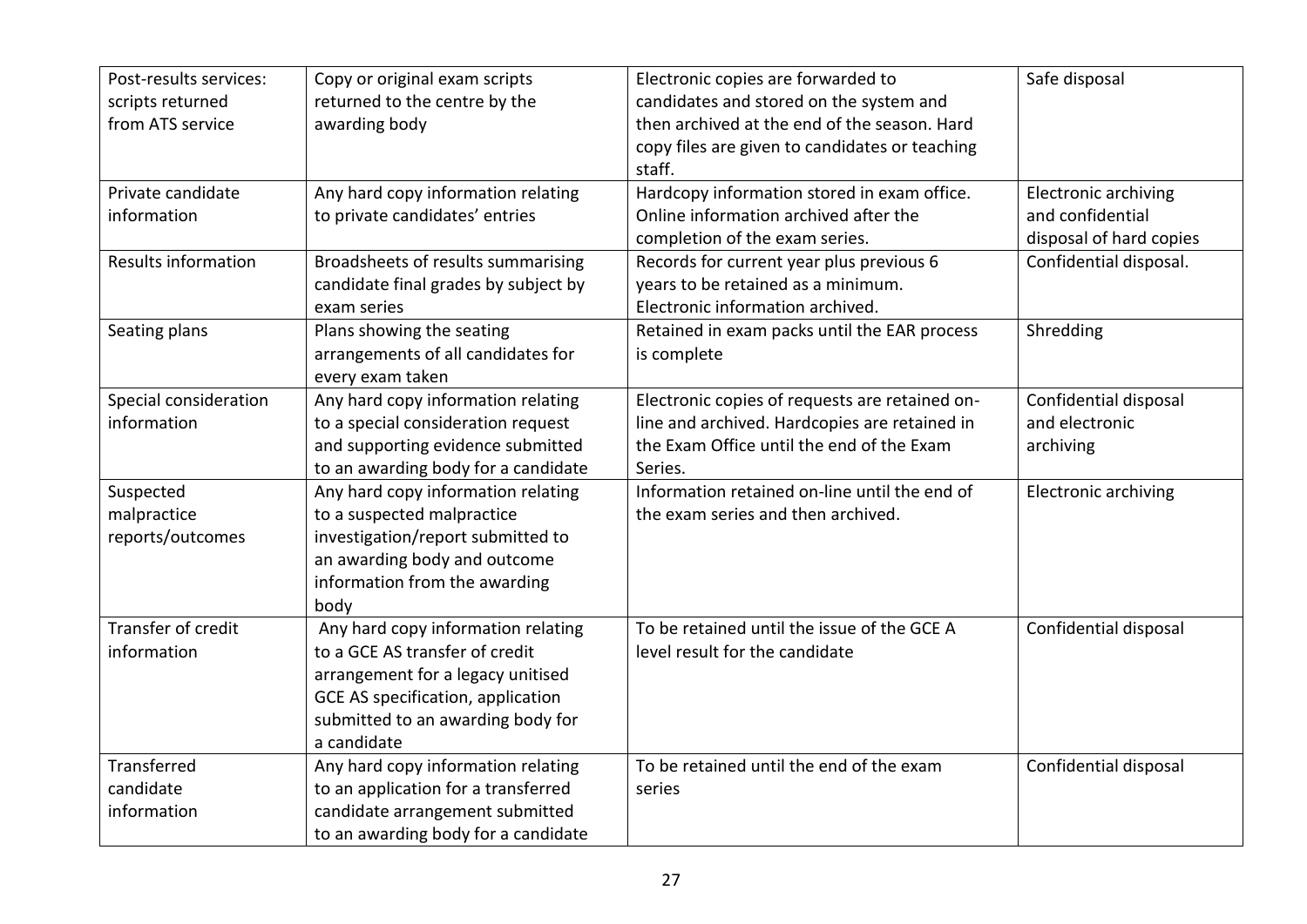| Post-results services: scripts returned from ATS service | Copy or original exam scripts returned to the centre by the awarding body | Electronic copies are forwarded to candidates and stored on the system and then archived at the end of the season. Hard copy files are given to candidates or teaching staff. | Safe disposal |
|---|---|---|---|
| Private candidate information | Any hard copy information relating to private candidates' entries | Hardcopy information stored in exam office. Online information archived after the completion of the exam series. | Electronic archiving and confidential disposal of hard copies |
| Results information | Broadsheets of results summarising candidate final grades by subject by exam series | Records for current year plus previous 6 years to be retained as a minimum. Electronic information archived. | Confidential disposal. |
| Seating plans | Plans showing the seating arrangements of all candidates for every exam taken | Retained in exam packs until the EAR process is complete | Shredding |
| Special consideration information | Any hard copy information relating to a special consideration request and supporting evidence submitted to an awarding body for a candidate | Electronic copies of requests are retained on-line and archived. Hardcopies are retained in the Exam Office until the end of the Exam Series. | Confidential disposal and electronic archiving |
| Suspected malpractice reports/outcomes | Any hard copy information relating to a suspected malpractice investigation/report submitted to an awarding body and outcome information from the awarding body | Information retained on-line until the end of the exam series and then archived. | Electronic archiving |
| Transfer of credit information | Any hard copy information relating to a GCE AS transfer of credit arrangement for a legacy unitised GCE AS specification, application submitted to an awarding body for a candidate | To be retained until the issue of the GCE A level result for the candidate | Confidential disposal |
| Transferred candidate information | Any hard copy information relating to an application for a transferred candidate arrangement submitted to an awarding body for a candidate | To be retained until the end of the exam series | Confidential disposal |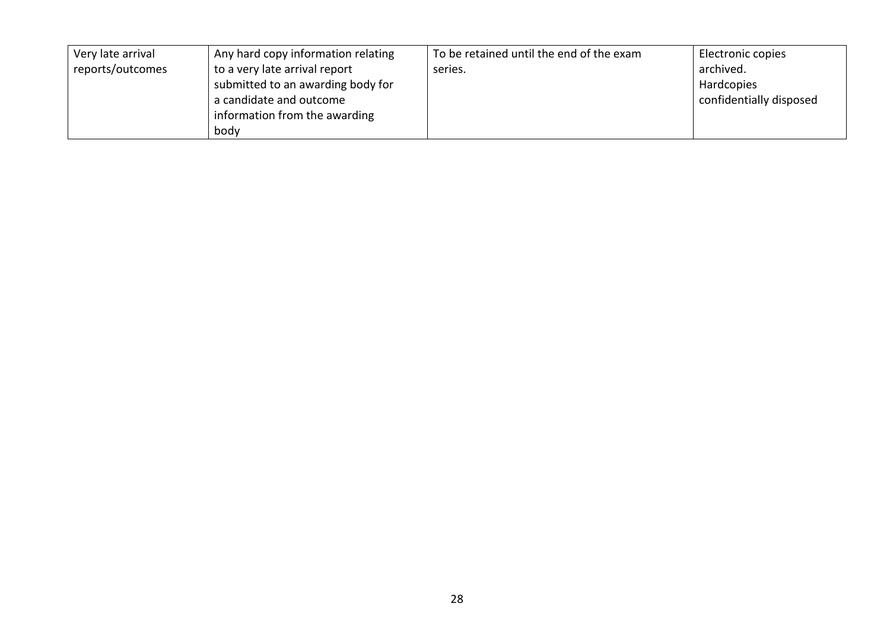| | | | |
|---|---|---|---|
| Very late arrival reports/outcomes | Any hard copy information relating to a very late arrival report submitted to an awarding body for a candidate and outcome information from the awarding body | To be retained until the end of the exam series. | Electronic copies archived.<br>Hardcopies confidentially disposed |